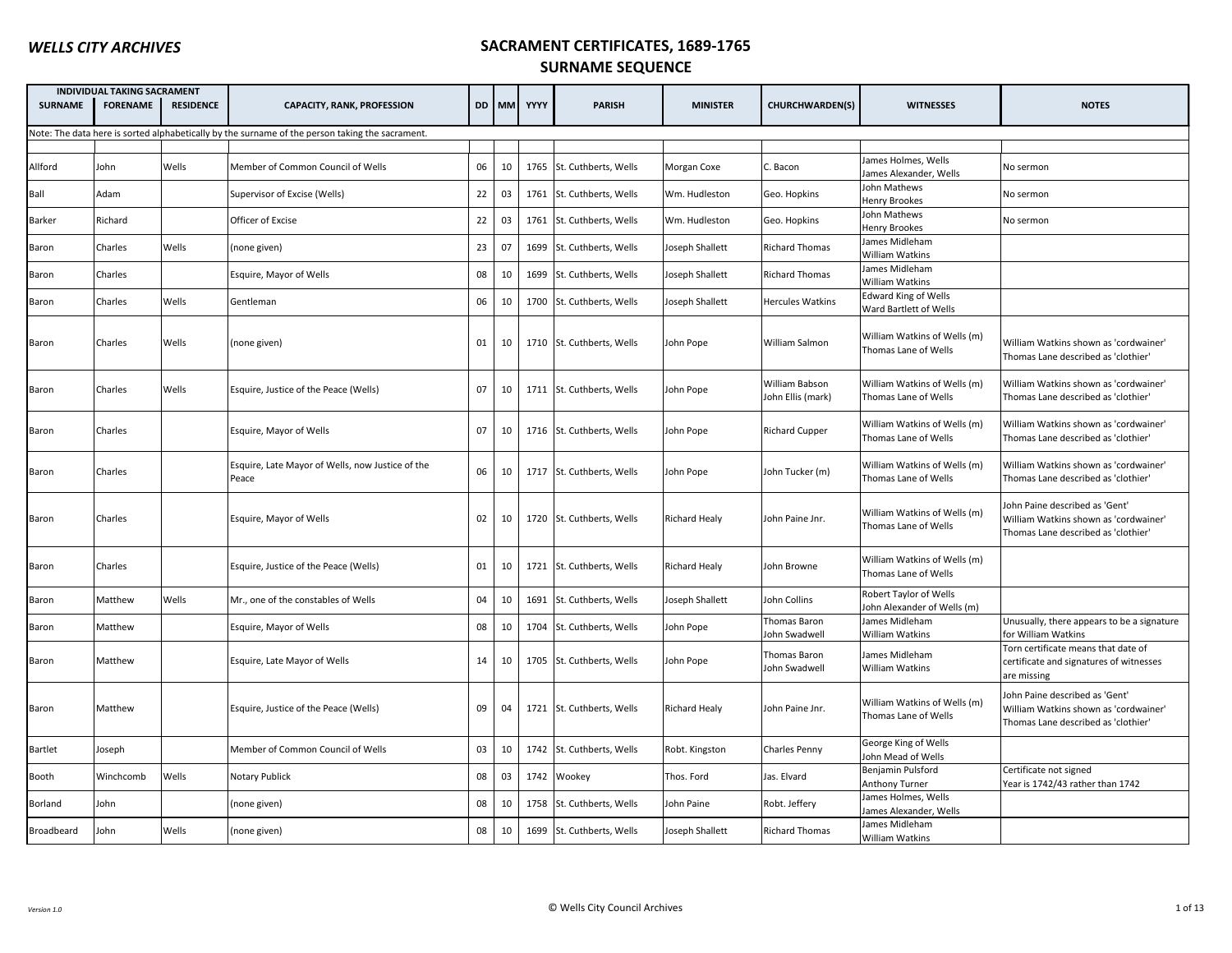# WELLS CITY ARCHIVES

## SACRAMENT CERTIFICATES, 1689-1765
## SURNAME SEQUENCE

| INDIVIDUAL TAKING SACRAMENT | | | | | | | | | | | |
|---|---|---|---|---|---|---|---|---|---|---|---|
| SURNAME | FORENAME | RESIDENCE | CAPACITY, RANK, PROFESSION | DD | MM | YYYY | PARISH | MINISTER | CHURCHWARDEN(S) | WITNESSES | NOTES |
| Allford | John | Wells | Member of Common Council of Wells | 06 | 10 | 1765 | St. Cuthberts, Wells | Morgan Coxe | C. Bacon | James Holmes, Wells<br>James Alexander, Wells | No sermon |
| Ball | Adam | | Supervisor of Excise (Wells) | 22 | 03 | 1761 | St. Cuthberts, Wells | Wm. Hudleston | Geo. Hopkins | John Mathews<br>Henry Brookes | No sermon |
| Barker | Richard | | Officer of Excise | 22 | 03 | 1761 | St. Cuthberts, Wells | Wm. Hudleston | Geo. Hopkins | John Mathews<br>Henry Brookes | No sermon |
| Baron | Charles | Wells | (none given) | 23 | 07 | 1699 | St. Cuthberts, Wells | Joseph Shallett | Richard Thomas | James Midleham<br>William Watkins | |
| Baron | Charles | | Esquire, Mayor of Wells | 08 | 10 | 1699 | St. Cuthberts, Wells | Joseph Shallett | Richard Thomas | James Midleham<br>William Watkins | |
| Baron | Charles | Wells | Gentleman | 06 | 10 | 1700 | St. Cuthberts, Wells | Joseph Shallett | Hercules Watkins | Edward King of Wells<br>Ward Bartlett of Wells | |
| Baron | Charles | Wells | (none given) | 01 | 10 | 1710 | St. Cuthberts, Wells | John Pope | William Salmon | William Watkins of Wells (m)<br>Thomas Lane of Wells | William Watkins shown as 'cordwainer'<br>Thomas Lane described as 'clothier' |
| Baron | Charles | Wells | Esquire, Justice of the Peace (Wells) | 07 | 10 | 1711 | St. Cuthberts, Wells | John Pope | William Babson<br>John Ellis (mark) | William Watkins of Wells (m)<br>Thomas Lane of Wells | William Watkins shown as 'cordwainer'<br>Thomas Lane described as 'clothier' |
| Baron | Charles | | Esquire, Mayor of Wells | 07 | 10 | 1716 | St. Cuthberts, Wells | John Pope | Richard Cupper | William Watkins of Wells (m)<br>Thomas Lane of Wells | William Watkins shown as 'cordwainer'<br>Thomas Lane described as 'clothier' |
| Baron | Charles | | Esquire, Late Mayor of Wells, now Justice of the Peace | 06 | 10 | 1717 | St. Cuthberts, Wells | John Pope | John Tucker (m) | William Watkins of Wells (m)<br>Thomas Lane of Wells | William Watkins shown as 'cordwainer'<br>Thomas Lane described as 'clothier' |
| Baron | Charles | | Esquire, Mayor of Wells | 02 | 10 | 1720 | St. Cuthberts, Wells | Richard Healy | John Paine Jnr. | William Watkins of Wells (m)<br>Thomas Lane of Wells | John Paine described as 'Gent'<br>William Watkins shown as 'cordwainer'<br>Thomas Lane described as 'clothier' |
| Baron | Charles | | Esquire, Justice of the Peace (Wells) | 01 | 10 | 1721 | St. Cuthberts, Wells | Richard Healy | John Browne | William Watkins of Wells (m)<br>Thomas Lane of Wells | |
| Baron | Matthew | Wells | Mr., one of the constables of Wells | 04 | 10 | 1691 | St. Cuthberts, Wells | Joseph Shallett | John Collins | Robert Taylor of Wells<br>John Alexander of Wells (m) | |
| Baron | Matthew | | Esquire, Mayor of Wells | 08 | 10 | 1704 | St. Cuthberts, Wells | John Pope | Thomas Baron<br>John Swadwell | James Midleham<br>William Watkins | Unusually, there appears to be a signature for William Watkins |
| Baron | Matthew | | Esquire, Late Mayor of Wells | 14 | 10 | 1705 | St. Cuthberts, Wells | John Pope | Thomas Baron<br>John Swadwell | James Midleham<br>William Watkins | Torn certificate means that date of certificate and signatures of witnesses are missing |
| Baron | Matthew | | Esquire, Justice of the Peace (Wells) | 09 | 04 | 1721 | St. Cuthberts, Wells | Richard Healy | John Paine Jnr. | William Watkins of Wells (m)<br>Thomas Lane of Wells | John Paine described as 'Gent'<br>William Watkins shown as 'cordwainer'<br>Thomas Lane described as 'clothier' |
| Bartlet | Joseph | | Member of Common Council of Wells | 03 | 10 | 1742 | St. Cuthberts, Wells | Robt. Kingston | Charles Penny | George King of Wells<br>John Mead of Wells | |
| Booth | Winchcomb | Wells | Notary Publick | 08 | 03 | 1742 | Wookey | Thos. Ford | Jas. Elvard | Benjamin Pulsford<br>Anthony Turner | Certificate not signed<br>Year is 1742/43 rather than 1742 |
| Borland | John | | (none given) | 08 | 10 | 1758 | St. Cuthberts, Wells | John Paine | Robt. Jeffery | James Holmes, Wells<br>James Alexander, Wells | |
| Broadbeard | John | Wells | (none given) | 08 | 10 | 1699 | St. Cuthberts, Wells | Joseph Shallett | Richard Thomas | James Midleham<br>William Watkins | |

Note: The data here is sorted alphabetically by the surname of the person taking the sacrament.

*Version 1.0*

© Wells City Council Archives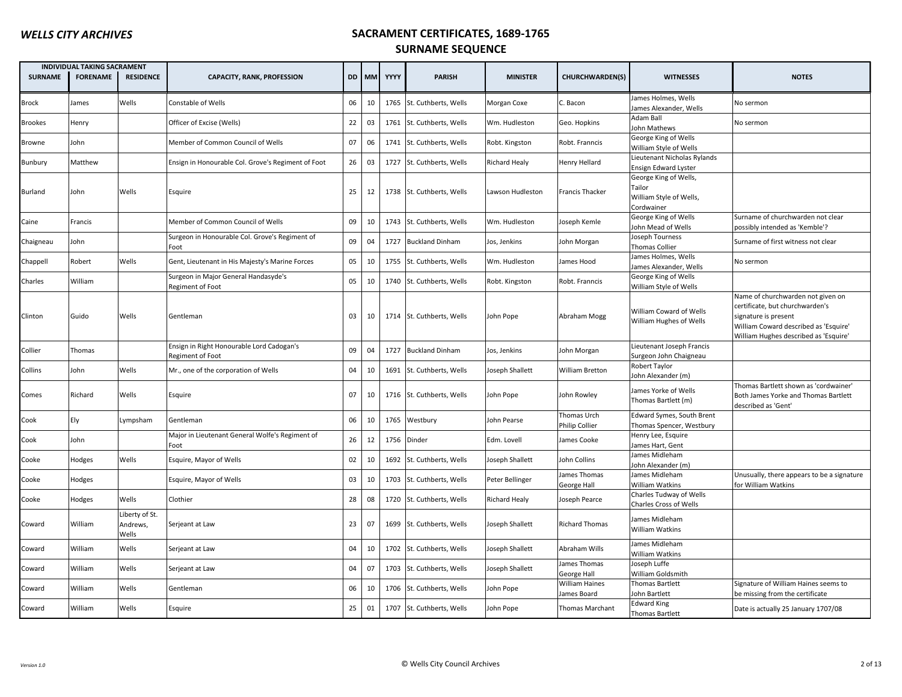# WELLS CITY ARCHIVES

## SACRAMENT CERTIFICATES, 1689-1765
## SURNAME SEQUENCE

| INDIVIDUAL TAKING SACRAMENT | | | | | | | | | | | |
|---|---|---|---|---|---|---|---|---|---|---|---|
| SURNAME | FORENAME | RESIDENCE | CAPACITY, RANK, PROFESSION | DD | MM | YYYY | PARISH | MINISTER | CHURCHWARDEN(S) | WITNESSES | NOTES |
| Brock | James | Wells | Constable of Wells | 06 | 10 | 1765 | St. Cuthberts, Wells | Morgan Coxe | C. Bacon | James Holmes, Wells<br>James Alexander, Wells | No sermon |
| Brookes | Henry | | Officer of Excise (Wells) | 22 | 03 | 1761 | St. Cuthberts, Wells | Wm. Hudleston | Geo. Hopkins | Adam Ball<br>John Mathews | No sermon |
| Browne | John | | Member of Common Council of Wells | 07 | 06 | 1741 | St. Cuthberts, Wells | Robt. Kingston | Robt. Franncis | George King of Wells<br>William Style of Wells | |
| Bunbury | Matthew | | Ensign in Honourable Col. Grove's Regiment of Foot | 26 | 03 | 1727 | St. Cuthberts, Wells | Richard Healy | Henry Hellard | Lieutenant Nicholas Rylands<br>Ensign Edward Lyster | |
| Burland | John | Wells | Esquire | 25 | 12 | 1738 | St. Cuthberts, Wells | Lawson Hudleston | Francis Thacker | George King of Wells, Tailor<br>William Style of Wells, Cordwainer | |
| Caine | Francis | | Member of Common Council of Wells | 09 | 10 | 1743 | St. Cuthberts, Wells | Wm. Hudleston | Joseph Kemle | George King of Wells<br>John Mead of Wells | Surname of churchwarden not clear possibly intended as 'Kemble'? |
| Chaigneau | John | | Surgeon in Honourable Col. Grove's Regiment of Foot | 09 | 04 | 1727 | Buckland Dinham | Jos, Jenkins | John Morgan | Joseph Tourness<br>Thomas Collier | Surname of first witness not clear |
| Chappell | Robert | Wells | Gent, Lieutenant in His Majesty's Marine Forces | 05 | 10 | 1755 | St. Cuthberts, Wells | Wm. Hudleston | James Hood | James Holmes, Wells<br>James Alexander, Wells | No sermon |
| Charles | William | | Surgeon in Major General Handasyde's Regiment of Foot | 05 | 10 | 1740 | St. Cuthberts, Wells | Robt. Kingston | Robt. Franncis | George King of Wells<br>William Style of Wells | |
| Clinton | Guido | Wells | Gentleman | 03 | 10 | 1714 | St. Cuthberts, Wells | John Pope | Abraham Mogg | William Coward of Wells<br>William Hughes of Wells | Name of churchwarden not given on certificate, but churchwarden's signature is present<br>William Coward described as 'Esquire'<br>William Hughes described as 'Esquire' |
| Collier | Thomas | | Ensign in Right Honourable Lord Cadogan's Regiment of Foot | 09 | 04 | 1727 | Buckland Dinham | Jos, Jenkins | John Morgan | Lieutenant Joseph Francis<br>Surgeon John Chaigneau | |
| Collins | John | Wells | Mr., one of the corporation of Wells | 04 | 10 | 1691 | St. Cuthberts, Wells | Joseph Shallett | William Bretton | Robert Taylor<br>John Alexander (m) | |
| Comes | Richard | Wells | Esquire | 07 | 10 | 1716 | St. Cuthberts, Wells | John Pope | John Rowley | James Yorke of Wells<br>Thomas Bartlett (m) | Thomas Bartlett shown as 'cordwainer'<br>Both James Yorke and Thomas Bartlett described as 'Gent' |
| Cook | Ely | Lympsham | Gentleman | 06 | 10 | 1765 | Westbury | John Pearse | Thomas Urch<br>Philip Collier | Edward Symes, South Brent<br>Thomas Spencer, Westbury | |
| Cook | John | | Major in Lieutenant General Wolfe's Regiment of Foot | 26 | 12 | 1756 | Dinder | Edm. Lovell | James Cooke | Henry Lee, Esquire<br>James Hart, Gent | |
| Cooke | Hodges | Wells | Esquire, Mayor of Wells | 02 | 10 | 1692 | St. Cuthberts, Wells | Joseph Shallett | John Collins | James Midleham<br>John Alexander (m) | |
| Cooke | Hodges | | Esquire, Mayor of Wells | 03 | 10 | 1703 | St. Cuthberts, Wells | Peter Bellinger | James Thomas<br>George Hall | James Midleham<br>William Watkins | Unusually, there appears to be a signature for William Watkins |
| Cooke | Hodges | Wells | Clothier | 28 | 08 | 1720 | St. Cuthberts, Wells | Richard Healy | Joseph Pearce | Charles Tudway of Wells<br>Charles Cross of Wells | |
| Coward | William | Liberty of St. Andrews, Wells | Serjeant at Law | 23 | 07 | 1699 | St. Cuthberts, Wells | Joseph Shallett | Richard Thomas | James Midleham<br>William Watkins | |
| Coward | William | Wells | Serjeant at Law | 04 | 10 | 1702 | St. Cuthberts, Wells | Joseph Shallett | Abraham Wills | James Midleham<br>William Watkins | |
| Coward | William | Wells | Serjeant at Law | 04 | 07 | 1703 | St. Cuthberts, Wells | Joseph Shallett | James Thomas<br>George Hall | Joseph Luffe<br>William Goldsmith | |
| Coward | William | Wells | Gentleman | 06 | 10 | 1706 | St. Cuthberts, Wells | John Pope | William Haines<br>James Board | Thomas Bartlett<br>John Bartlett | Signature of William Haines seems to be missing from the certificate |
| Coward | William | Wells | Esquire | 25 | 01 | 1707 | St. Cuthberts, Wells | John Pope | Thomas Marchant | Edward King<br>Thomas Bartlett | Date is actually 25 January 1707/08 |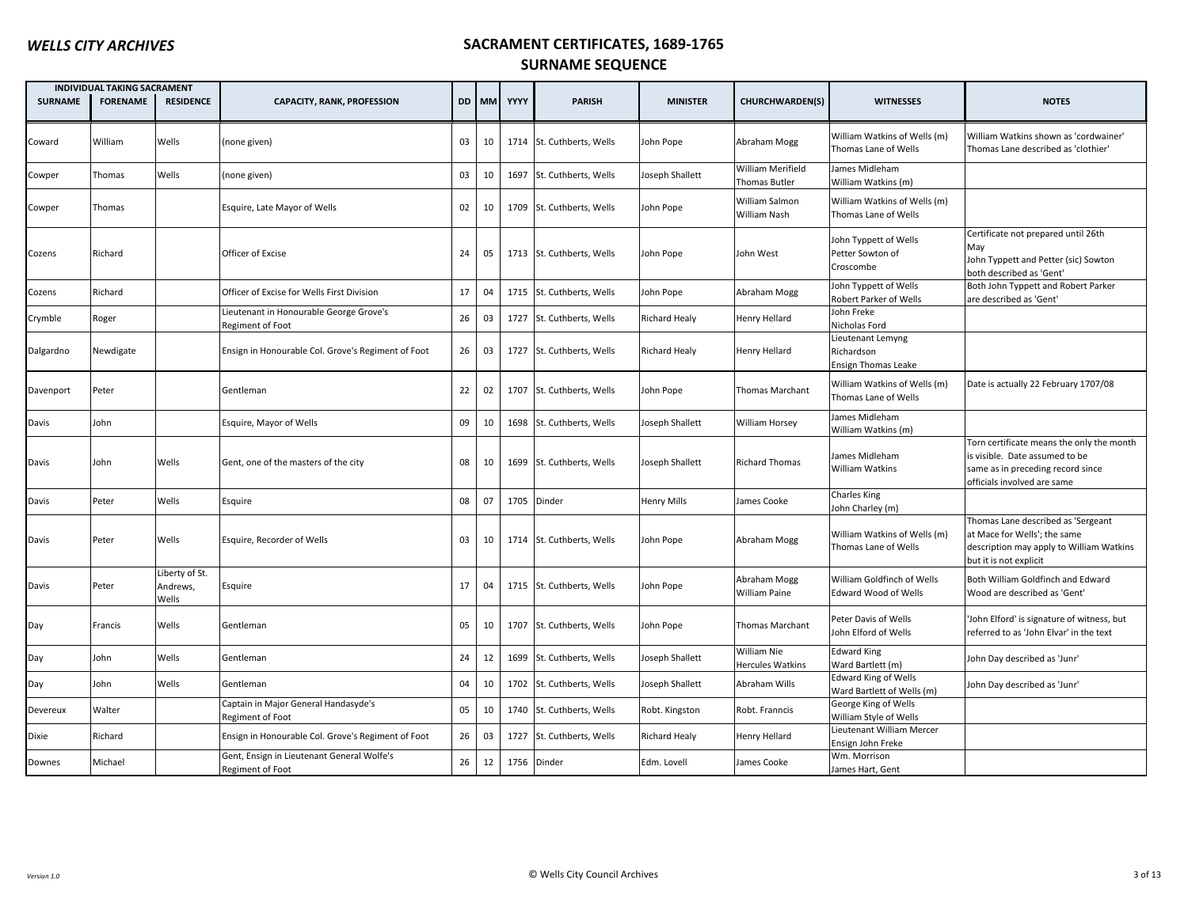# WELLS CITY ARCHIVES

## SACRAMENT CERTIFICATES, 1689-1765
## SURNAME SEQUENCE

| INDIVIDUAL TAKING SACRAMENT | | | | | | | | | | | |
|---|---|---|---|---|---|---|---|---|---|---|---|
| SURNAME | FORENAME | RESIDENCE | CAPACITY, RANK, PROFESSION | DD | MM | YYYY | PARISH | MINISTER | CHURCHWARDEN(S) | WITNESSES | NOTES |
| Coward | William | Wells | (none given) | 03 | 10 | 1714 | St. Cuthberts, Wells | John Pope | Abraham Mogg | William Watkins of Wells (m) Thomas Lane of Wells | William Watkins shown as 'cordwainer' Thomas Lane described as 'clothier' |
| Cowper | Thomas | Wells | (none given) | 03 | 10 | 1697 | St. Cuthberts, Wells | Joseph Shallett | William Merifield Thomas Butler | James Midleham William Watkins (m) | |
| Cowper | Thomas | | Esquire, Late Mayor of Wells | 02 | 10 | 1709 | St. Cuthberts, Wells | John Pope | William Salmon William Nash | William Watkins of Wells (m) Thomas Lane of Wells | |
| Cozens | Richard | | Officer of Excise | 24 | 05 | 1713 | St. Cuthberts, Wells | John Pope | John West | John Typpett of Wells Petter Sowton of Croscombe | Certificate not prepared until 26th May John Typpett and Petter (sic) Sowton both described as 'Gent' |
| Cozens | Richard | | Officer of Excise for Wells First Division | 17 | 04 | 1715 | St. Cuthberts, Wells | John Pope | Abraham Mogg | John Typpett of Wells Robert Parker of Wells | Both John Typpett and Robert Parker are described as 'Gent' |
| Crymble | Roger | | Lieutenant in Honourable George Grove's Regiment of Foot | 26 | 03 | 1727 | St. Cuthberts, Wells | Richard Healy | Henry Hellard | John Freke Nicholas Ford | |
| Dalgardno | Newdigate | | Ensign in Honourable Col. Grove's Regiment of Foot | 26 | 03 | 1727 | St. Cuthberts, Wells | Richard Healy | Henry Hellard | Lieutenant Lemyng Richardson Ensign Thomas Leake | |
| Davenport | Peter | | Gentleman | 22 | 02 | 1707 | St. Cuthberts, Wells | John Pope | Thomas Marchant | William Watkins of Wells (m) Thomas Lane of Wells | Date is actually 22 February 1707/08 |
| Davis | John | | Esquire, Mayor of Wells | 09 | 10 | 1698 | St. Cuthberts, Wells | Joseph Shallett | William Horsey | James Midleham William Watkins (m) | |
| Davis | John | Wells | Gent, one of the masters of the city | 08 | 10 | 1699 | St. Cuthberts, Wells | Joseph Shallett | Richard Thomas | James Midleham William Watkins | Torn certificate means the only the month is visible. Date assumed to be same as in preceding record since officials involved are same |
| Davis | Peter | Wells | Esquire | 08 | 07 | 1705 | Dinder | Henry Mills | James Cooke | Charles King John Charley (m) | |
| Davis | Peter | Wells | Esquire, Recorder of Wells | 03 | 10 | 1714 | St. Cuthberts, Wells | John Pope | Abraham Mogg | William Watkins of Wells (m) Thomas Lane of Wells | Thomas Lane described as 'Sergeant at Mace for Wells'; the same description may apply to William Watkins but it is not explicit |
| Davis | Peter | Liberty of St. Andrews, Wells | Esquire | 17 | 04 | 1715 | St. Cuthberts, Wells | John Pope | Abraham Mogg William Paine | William Goldfinch of Wells Edward Wood of Wells | Both William Goldfinch and Edward Wood are described as 'Gent' |
| Day | Francis | Wells | Gentleman | 05 | 10 | 1707 | St. Cuthberts, Wells | John Pope | Thomas Marchant | Peter Davis of Wells John Elford of Wells | 'John Elford' is signature of witness, but referred to as 'John Elvar' in the text |
| Day | John | Wells | Gentleman | 24 | 12 | 1699 | St. Cuthberts, Wells | Joseph Shallett | William Nie Hercules Watkins | Edward King Ward Bartlett (m) | John Day described as 'Junr' |
| Day | John | Wells | Gentleman | 04 | 10 | 1702 | St. Cuthberts, Wells | Joseph Shallett | Abraham Wills | Edward King of Wells Ward Bartlett of Wells (m) | John Day described as 'Junr' |
| Devereux | Walter | | Captain in Major General Handasyde's Regiment of Foot | 05 | 10 | 1740 | St. Cuthberts, Wells | Robt. Kingston | Robt. Franncis | George King of Wells William Style of Wells | |
| Dixie | Richard | | Ensign in Honourable Col. Grove's Regiment of Foot | 26 | 03 | 1727 | St. Cuthberts, Wells | Richard Healy | Henry Hellard | Lieutenant William Mercer Ensign John Freke | |
| Downes | Michael | | Gent, Ensign in Lieutenant General Wolfe's Regiment of Foot | 26 | 12 | 1756 | Dinder | Edm. Lovell | James Cooke | Wm. Morrison James Hart, Gent | |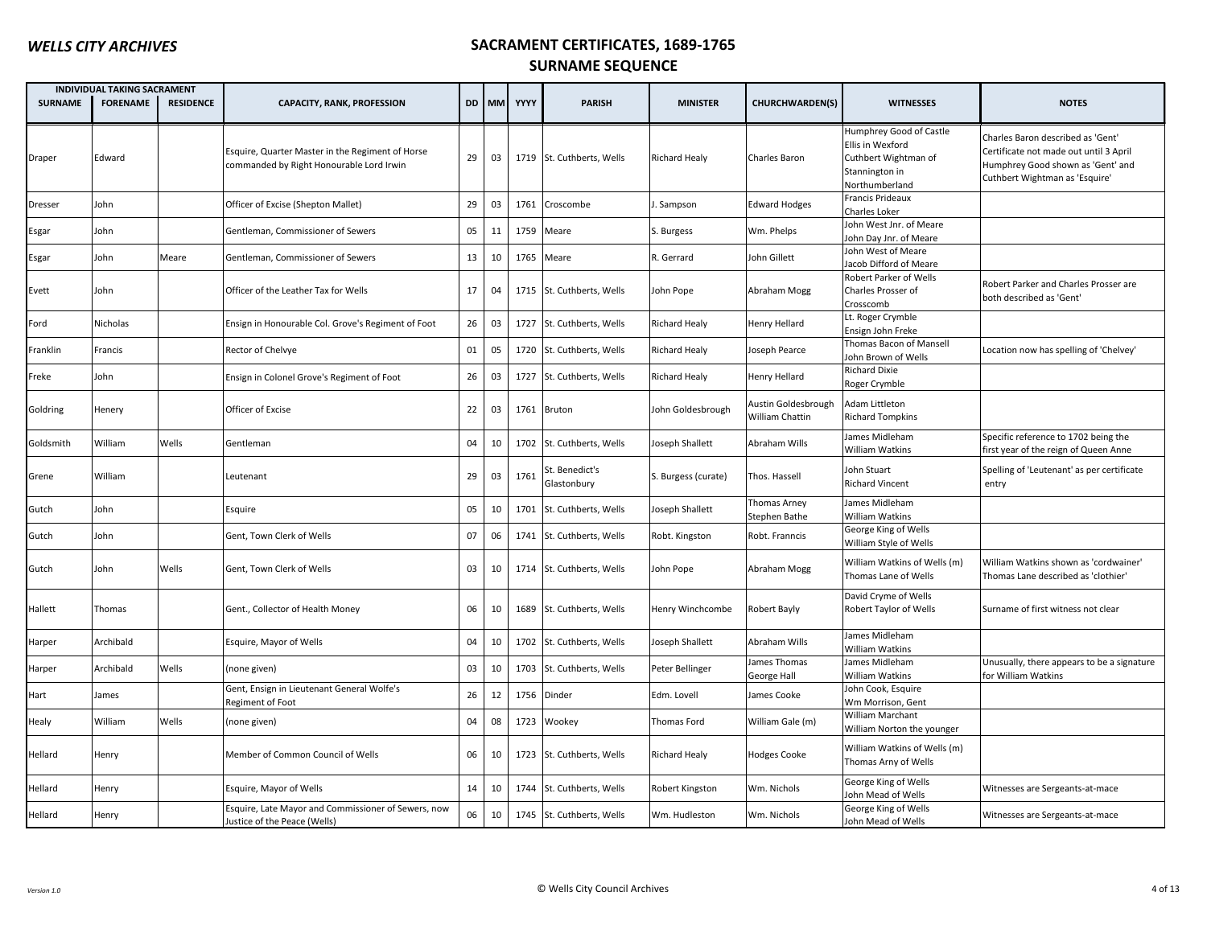## SACRAMENT CERTIFICATES, 1689-1765
## SURNAME SEQUENCE

| INDIVIDUAL TAKING SACRAMENT | | | | | | | | | | | |
|---|---|---|---|---|---|---|---|---|---|---|---|
| SURNAME | FORENAME | RESIDENCE | CAPACITY, RANK, PROFESSION | DD | MM | YYYY | PARISH | MINISTER | CHURCHWARDEN(S) | WITNESSES | NOTES |
| Draper | Edward | | Esquire, Quarter Master in the Regiment of Horse commanded by Right Honourable Lord Irwin | 29 | 03 | 1719 | St. Cuthberts, Wells | Richard Healy | Charles Baron | Humphrey Good of Castle Ellis in Wexford<br>Cuthbert Wightman of Stannington in Northumberland | Charles Baron described as 'Gent' Certificate not made out until 3 April Humphrey Good shown as 'Gent' and Cuthbert Wightman as 'Esquire' |
| Dresser | John | | Officer of Excise (Shepton Mallet) | 29 | 03 | 1761 | Croscombe | J. Sampson | Edward Hodges | Francis Prideaux<br>Charles Loker | |
| Esgar | John | | Gentleman, Commissioner of Sewers | 05 | 11 | 1759 | Meare | S. Burgess | Wm. Phelps | John West Jnr. of Meare<br>John Day Jnr. of Meare | |
| Esgar | John | Meare | Gentleman, Commissioner of Sewers | 13 | 10 | 1765 | Meare | R. Gerrard | John Gillett | John West of Meare<br>Jacob Difford of Meare | |
| Evett | John | | Officer of the Leather Tax for Wells | 17 | 04 | 1715 | St. Cuthberts, Wells | John Pope | Abraham Mogg | Robert Parker of Wells<br>Charles Prosser of Crosscomb | Robert Parker and Charles Prosser are both described as 'Gent' |
| Ford | Nicholas | | Ensign in Honourable Col. Grove's Regiment of Foot | 26 | 03 | 1727 | St. Cuthberts, Wells | Richard Healy | Henry Hellard | Lt. Roger Crymble<br>Ensign John Freke | |
| Franklin | Francis | | Rector of Chelvye | 01 | 05 | 1720 | St. Cuthberts, Wells | Richard Healy | Joseph Pearce | Thomas Bacon of Mansell<br>John Brown of Wells | Location now has spelling of 'Chelvey' |
| Freke | John | | Ensign in Colonel Grove's Regiment of Foot | 26 | 03 | 1727 | St. Cuthberts, Wells | Richard Healy | Henry Hellard | Richard Dixie<br>Roger Crymble | |
| Goldring | Henery | | Officer of Excise | 22 | 03 | 1761 | Bruton | John Goldesbrough | Austin Goldesbrough<br>William Chattin | Adam Littleton<br>Richard Tompkins | |
| Goldsmith | William | Wells | Gentleman | 04 | 10 | 1702 | St. Cuthberts, Wells | Joseph Shallett | Abraham Wills | James Midleham<br>William Watkins | Specific reference to 1702 being the first year of the reign of Queen Anne |
| Grene | William | | Leutenant | 29 | 03 | 1761 | St. Benedict's Glastonbury | S. Burgess (curate) | Thos. Hassell | John Stuart<br>Richard Vincent | Spelling of 'Leutenant' as per certificate entry |
| Gutch | John | | Esquire | 05 | 10 | 1701 | St. Cuthberts, Wells | Joseph Shallett | Thomas Arney<br>Stephen Bathe | James Midleham<br>William Watkins | |
| Gutch | John | | Gent, Town Clerk of Wells | 07 | 06 | 1741 | St. Cuthberts, Wells | Robt. Kingston | Robt. Franncis | George King of Wells<br>William Style of Wells | |
| Gutch | John | Wells | Gent, Town Clerk of Wells | 03 | 10 | 1714 | St. Cuthberts, Wells | John Pope | Abraham Mogg | William Watkins of Wells (m)<br>Thomas Lane of Wells | William Watkins shown as 'cordwainer' Thomas Lane described as 'clothier' |
| Hallett | Thomas | | Gent., Collector of Health Money | 06 | 10 | 1689 | St. Cuthberts, Wells | Henry Winchcombe | Robert Bayly | David Cryme of Wells<br>Robert Taylor of Wells | Surname of first witness not clear |
| Harper | Archibald | | Esquire, Mayor of Wells | 04 | 10 | 1702 | St. Cuthberts, Wells | Joseph Shallett | Abraham Wills | James Midleham<br>William Watkins | |
| Harper | Archibald | Wells | (none given) | 03 | 10 | 1703 | St. Cuthberts, Wells | Peter Bellinger | James Thomas<br>George Hall | James Midleham<br>William Watkins | Unusually, there appears to be a signature for William Watkins |
| Hart | James | | Gent, Ensign in Lieutenant General Wolfe's Regiment of Foot | 26 | 12 | 1756 | Dinder | Edm. Lovell | James Cooke | John Cook, Esquire<br>Wm Morrison, Gent | |
| Healy | William | Wells | (none given) | 04 | 08 | 1723 | Wookey | Thomas Ford | William Gale (m) | William Marchant<br>William Norton the younger | |
| Hellard | Henry | | Member of Common Council of Wells | 06 | 10 | 1723 | St. Cuthberts, Wells | Richard Healy | Hodges Cooke | William Watkins of Wells (m)<br>Thomas Arny of Wells | |
| Hellard | Henry | | Esquire, Mayor of Wells | 14 | 10 | 1744 | St. Cuthberts, Wells | Robert Kingston | Wm. Nichols | George King of Wells<br>John Mead of Wells | Witnesses are Sergeants-at-mace |
| Hellard | Henry | | Esquire, Late Mayor and Commissioner of Sewers, now Justice of the Peace (Wells) | 06 | 10 | 1745 | St. Cuthberts, Wells | Wm. Hudleston | Wm. Nichols | George King of Wells<br>John Mead of Wells | Witnesses are Sergeants-at-mace |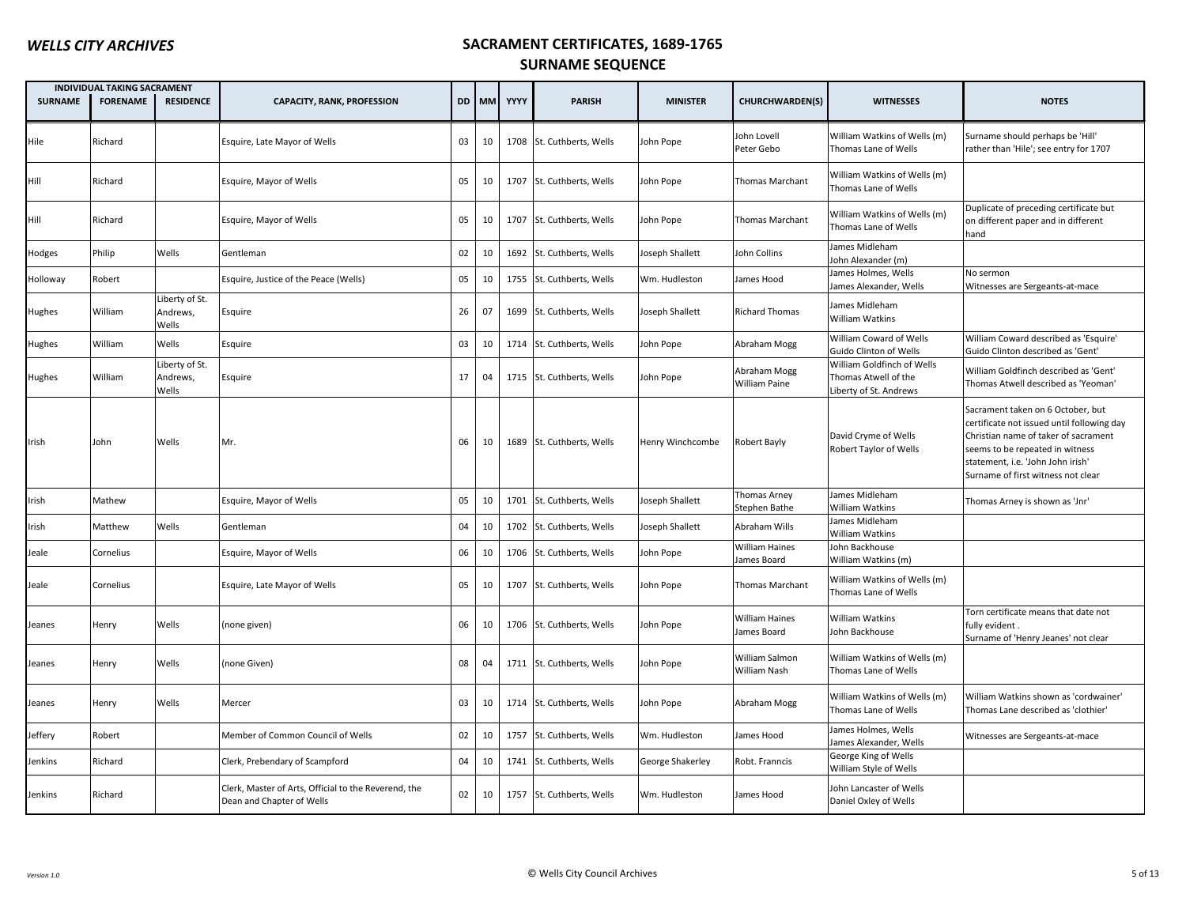# WELLS CITY ARCHIVES

## SACRAMENT CERTIFICATES, 1689-1765
## SURNAME SEQUENCE

| INDIVIDUAL TAKING SACRAMENT | | | | | | | | | | | |
|---|---|---|---|---|---|---|---|---|---|---|---|
| SURNAME | FORENAME | RESIDENCE | CAPACITY, RANK, PROFESSION | DD | MM | YYYY | PARISH | MINISTER | CHURCHWARDEN(S) | WITNESSES | NOTES |
| Hile | Richard | | Esquire, Late Mayor of Wells | 03 | 10 | 1708 | St. Cuthberts, Wells | John Pope | John Lovell<br>Peter Gebo | William Watkins of Wells (m)<br>Thomas Lane of Wells | Surname should perhaps be 'Hill' rather than 'Hile'; see entry for 1707 |
| Hill | Richard | | Esquire, Mayor of Wells | 05 | 10 | 1707 | St. Cuthberts, Wells | John Pope | Thomas Marchant | William Watkins of Wells (m)<br>Thomas Lane of Wells | |
| Hill | Richard | | Esquire, Mayor of Wells | 05 | 10 | 1707 | St. Cuthberts, Wells | John Pope | Thomas Marchant | William Watkins of Wells (m)<br>Thomas Lane of Wells | Duplicate of preceding certificate but on different paper and in different hand |
| Hodges | Philip | Wells | Gentleman | 02 | 10 | 1692 | St. Cuthberts, Wells | Joseph Shallett | John Collins | James Midleham<br>John Alexander (m) | |
| Holloway | Robert | | Esquire, Justice of the Peace (Wells) | 05 | 10 | 1755 | St. Cuthberts, Wells | Wm. Hudleston | James Hood | James Holmes, Wells<br>James Alexander, Wells | No sermon<br>Witnesses are Sergeants-at-mace |
| Hughes | William | Liberty of St. Andrews, Wells | Esquire | 26 | 07 | 1699 | St. Cuthberts, Wells | Joseph Shallett | Richard Thomas | James Midleham<br>William Watkins | |
| Hughes | William | Wells | Esquire | 03 | 10 | 1714 | St. Cuthberts, Wells | John Pope | Abraham Mogg | William Coward of Wells<br>Guido Clinton of Wells | William Coward described as 'Esquire'<br>Guido Clinton described as 'Gent' |
| Hughes | William | Liberty of St. Andrews, Wells | Esquire | 17 | 04 | 1715 | St. Cuthberts, Wells | John Pope | Abraham Mogg<br>William Paine | William Goldfinch of Wells<br>Thomas Atwell of the Liberty of St. Andrews | William Goldfinch described as 'Gent'<br>Thomas Atwell described as 'Yeoman' |
| Irish | John | Wells | Mr. | 06 | 10 | 1689 | St. Cuthberts, Wells | Henry Winchcombe | Robert Bayly | David Cryme of Wells<br>Robert Taylor of Wells | Sacrament taken on 6 October, but certificate not issued until following day<br>Christian name of taker of sacrament seems to be repeated in witness statement, i.e. 'John John irish'<br>Surname of first witness not clear |
| Irish | Mathew | | Esquire, Mayor of Wells | 05 | 10 | 1701 | St. Cuthberts, Wells | Joseph Shallett | Thomas Arney<br>Stephen Bathe | James Midleham<br>William Watkins | Thomas Arney is shown as 'Jnr' |
| Irish | Matthew | Wells | Gentleman | 04 | 10 | 1702 | St. Cuthberts, Wells | Joseph Shallett | Abraham Wills | James Midleham<br>William Watkins | |
| Jeale | Cornelius | | Esquire, Mayor of Wells | 06 | 10 | 1706 | St. Cuthberts, Wells | John Pope | William Haines<br>James Board | John Backhouse<br>William Watkins (m) | |
| Jeale | Cornelius | | Esquire, Late Mayor of Wells | 05 | 10 | 1707 | St. Cuthberts, Wells | John Pope | Thomas Marchant | William Watkins of Wells (m)<br>Thomas Lane of Wells | |
| Jeanes | Henry | Wells | (none given) | 06 | 10 | 1706 | St. Cuthberts, Wells | John Pope | William Haines<br>James Board | William Watkins<br>John Backhouse | Torn certificate means that date not fully evident .<br>Surname of 'Henry Jeanes' not clear |
| Jeanes | Henry | Wells | (none Given) | 08 | 04 | 1711 | St. Cuthberts, Wells | John Pope | William Salmon<br>William Nash | William Watkins of Wells (m)<br>Thomas Lane of Wells | |
| Jeanes | Henry | Wells | Mercer | 03 | 10 | 1714 | St. Cuthberts, Wells | John Pope | Abraham Mogg | William Watkins of Wells (m)<br>Thomas Lane of Wells | William Watkins shown as 'cordwainer'<br>Thomas Lane described as 'clothier' |
| Jeffery | Robert | | Member of Common Council of Wells | 02 | 10 | 1757 | St. Cuthberts, Wells | Wm. Hudleston | James Hood | James Holmes, Wells<br>James Alexander, Wells | Witnesses are Sergeants-at-mace |
| Jenkins | Richard | | Clerk, Prebendary of Scampford | 04 | 10 | 1741 | St. Cuthberts, Wells | George Shakerley | Robt. Franncis | George King of Wells<br>William Style of Wells | |
| Jenkins | Richard | | Clerk, Master of Arts, Official to the Reverend, the Dean and Chapter of Wells | 02 | 10 | 1757 | St. Cuthberts, Wells | Wm. Hudleston | James Hood | John Lancaster of Wells<br>Daniel Oxley of Wells | |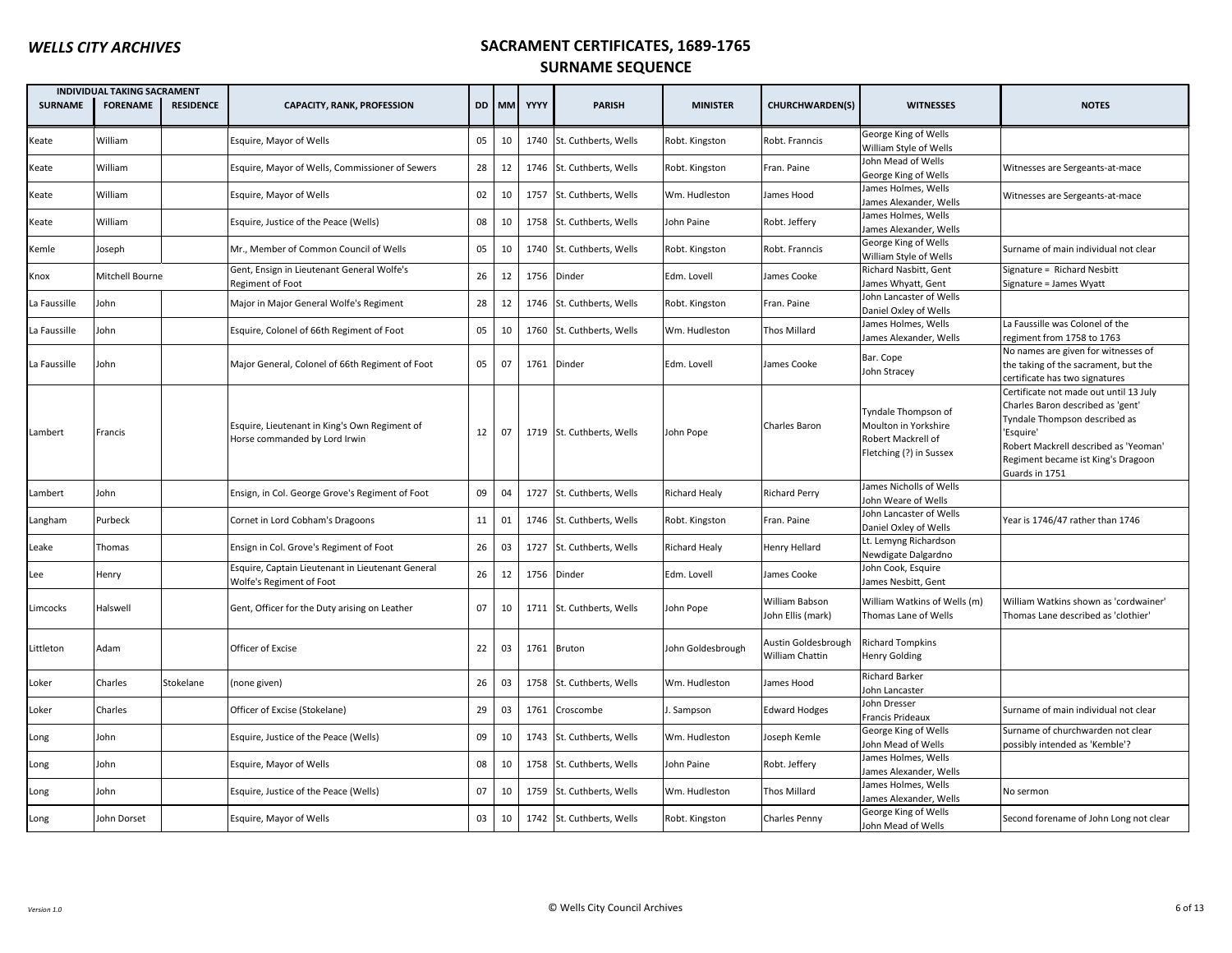# SACRAMENT CERTIFICATES, 1689-1765

## SURNAME SEQUENCE

| INDIVIDUAL TAKING SACRAMENT | | | | | | | | | | | |
|---|---|---|---|---|---|---|---|---|---|---|---|
| SURNAME | FORENAME | RESIDENCE | CAPACITY, RANK, PROFESSION | DD | MM | YYYY | PARISH | MINISTER | CHURCHWARDEN(S) | WITNESSES | NOTES |
| Keate | William | | Esquire, Mayor of Wells | 05 | 10 | 1740 | St. Cuthberts, Wells | Robt. Kingston | Robt. Franncis | George King of Wells<br>William Style of Wells | |
| Keate | William | | Esquire, Mayor of Wells, Commissioner of Sewers | 28 | 12 | 1746 | St. Cuthberts, Wells | Robt. Kingston | Fran. Paine | John Mead of Wells<br>George King of Wells | Witnesses are Sergeants-at-mace |
| Keate | William | | Esquire, Mayor of Wells | 02 | 10 | 1757 | St. Cuthberts, Wells | Wm. Hudleston | James Hood | James Holmes, Wells<br>James Alexander, Wells | Witnesses are Sergeants-at-mace |
| Keate | William | | Esquire, Justice of the Peace (Wells) | 08 | 10 | 1758 | St. Cuthberts, Wells | John Paine | Robt. Jeffery | James Holmes, Wells<br>James Alexander, Wells | |
| Kemle | Joseph | | Mr., Member of Common Council of Wells | 05 | 10 | 1740 | St. Cuthberts, Wells | Robt. Kingston | Robt. Franncis | George King of Wells<br>William Style of Wells | Surname of main individual not clear |
| Knox | Mitchell Bourne | | Gent, Ensign in Lieutenant General Wolfe's Regiment of Foot | 26 | 12 | 1756 | Dinder | Edm. Lovell | James Cooke | Richard Nasbitt, Gent<br>James Whyatt, Gent | Signature = Richard Nesbitt<br>Signature = James Wyatt |
| La Faussille | John | | Major in Major General Wolfe's Regiment | 28 | 12 | 1746 | St. Cuthberts, Wells | Robt. Kingston | Fran. Paine | John Lancaster of Wells<br>Daniel Oxley of Wells | |
| La Faussille | John | | Esquire, Colonel of 66th Regiment of Foot | 05 | 10 | 1760 | St. Cuthberts, Wells | Wm. Hudleston | Thos Millard | James Holmes, Wells<br>James Alexander, Wells | La Faussille was Colonel of the regiment from 1758 to 1763 |
| La Faussille | John | | Major General, Colonel of 66th Regiment of Foot | 05 | 07 | 1761 | Dinder | Edm. Lovell | James Cooke | Bar. Cope<br>John Stracey | No names are given for witnesses of the taking of the sacrament, but the certificate has two signatures |
| Lambert | Francis | | Esquire, Lieutenant in King's Own Regiment of Horse commanded by Lord Irwin | 12 | 07 | 1719 | St. Cuthberts, Wells | John Pope | Charles Baron | Tyndale Thompson of Moulton in Yorkshire<br>Robert Mackrell of Fletching (?) in Sussex | Certificate not made out until 13 July<br>Charles Baron described as 'gent'<br>Tyndale Thompson described as 'Esquire'<br>Robert Mackrell described as 'Yeoman'<br>Regiment became ist King's Dragoon Guards in 1751 |
| Lambert | John | | Ensign, in Col. George Grove's Regiment of Foot | 09 | 04 | 1727 | St. Cuthberts, Wells | Richard Healy | Richard Perry | James Nicholls of Wells<br>John Weare of Wells | |
| Langham | Purbeck | | Cornet in Lord Cobham's Dragoons | 11 | 01 | 1746 | St. Cuthberts, Wells | Robt. Kingston | Fran. Paine | John Lancaster of Wells<br>Daniel Oxley of Wells | Year is 1746/47 rather than 1746 |
| Leake | Thomas | | Ensign in Col. Grove's Regiment of Foot | 26 | 03 | 1727 | St. Cuthberts, Wells | Richard Healy | Henry Hellard | Lt. Lemyng Richardson<br>Newdigate Dalgardno | |
| Lee | Henry | | Esquire, Captain Lieutenant in Lieutenant General Wolfe's Regiment of Foot | 26 | 12 | 1756 | Dinder | Edm. Lovell | James Cooke | John Cook, Esquire<br>James Nesbitt, Gent | |
| Limcocks | Halswell | | Gent, Officer for the Duty arising on Leather | 07 | 10 | 1711 | St. Cuthberts, Wells | John Pope | William Babson<br>John Ellis (mark) | William Watkins of Wells (m)<br>Thomas Lane of Wells | William Watkins shown as 'cordwainer'<br>Thomas Lane described as 'clothier' |
| Littleton | Adam | | Officer of Excise | 22 | 03 | 1761 | Bruton | John Goldesbrough | Austin Goldesbrough<br>William Chattin | Richard Tompkins<br>Henry Golding | |
| Loker | Charles | Stokelane | (none given) | 26 | 03 | 1758 | St. Cuthberts, Wells | Wm. Hudleston | James Hood | Richard Barker<br>John Lancaster | |
| Loker | Charles | | Officer of Excise (Stokelane) | 29 | 03 | 1761 | Croscombe | J. Sampson | Edward Hodges | John Dresser<br>Francis Prideaux | Surname of main individual not clear |
| Long | John | | Esquire, Justice of the Peace (Wells) | 09 | 10 | 1743 | St. Cuthberts, Wells | Wm. Hudleston | Joseph Kemle | George King of Wells<br>John Mead of Wells | Surname of churchwarden not clear possibly intended as 'Kemble'? |
| Long | John | | Esquire, Mayor of Wells | 08 | 10 | 1758 | St. Cuthberts, Wells | John Paine | Robt. Jeffery | James Holmes, Wells<br>James Alexander, Wells | |
| Long | John | | Esquire, Justice of the Peace (Wells) | 07 | 10 | 1759 | St. Cuthberts, Wells | Wm. Hudleston | Thos Millard | James Holmes, Wells<br>James Alexander, Wells | No sermon |
| Long | John Dorset | | Esquire, Mayor of Wells | 03 | 10 | 1742 | St. Cuthberts, Wells | Robt. Kingston | Charles Penny | George King of Wells<br>John Mead of Wells | Second forename of John Long not clear |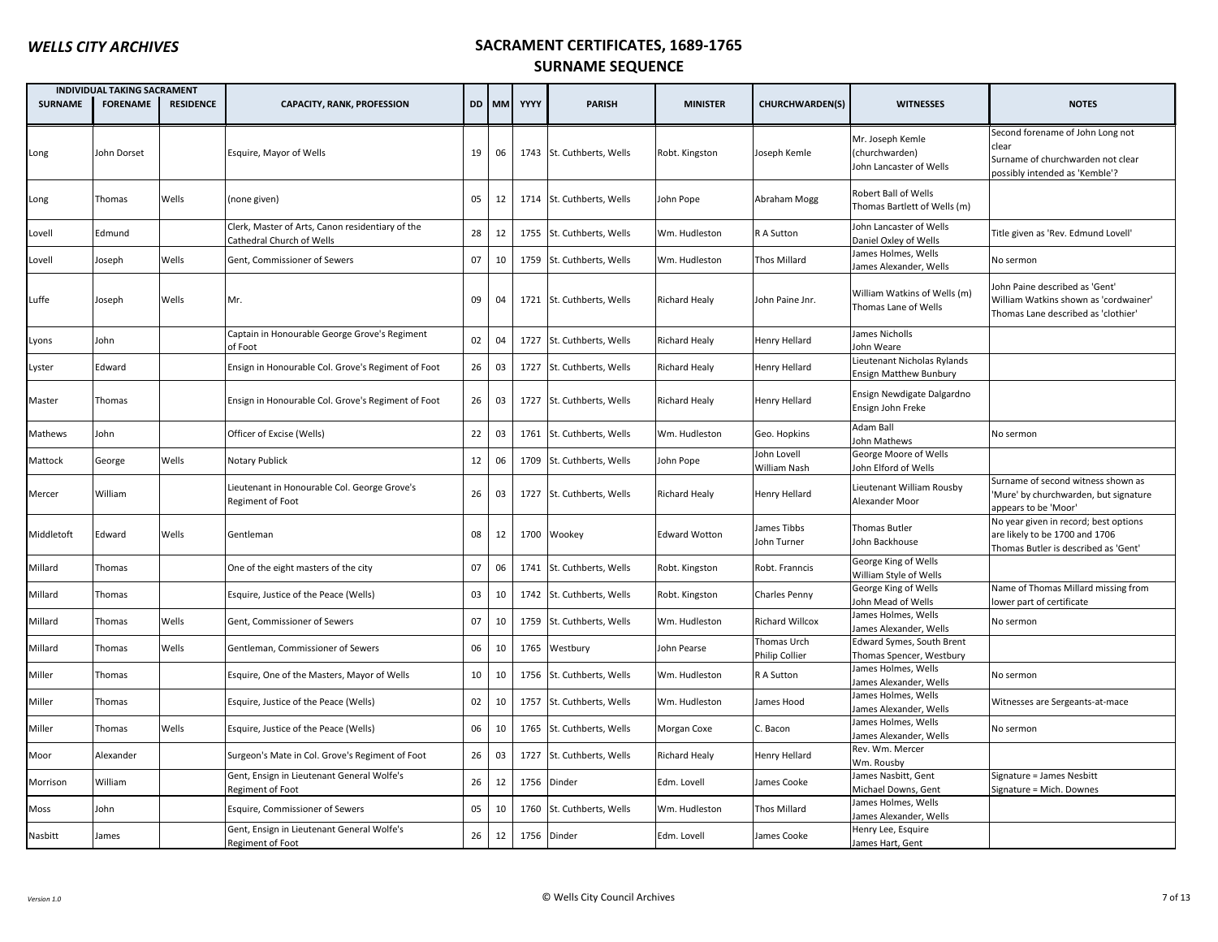# WELLS CITY ARCHIVES

## SACRAMENT CERTIFICATES, 1689-1765
## SURNAME SEQUENCE

| INDIVIDUAL TAKING SACRAMENT | | | | | | | | | | | |
|---|---|---|---|---|---|---|---|---|---|---|---|
| SURNAME | FORENAME | RESIDENCE | CAPACITY, RANK, PROFESSION | DD | MM | YYYY | PARISH | MINISTER | CHURCHWARDEN(S) | WITNESSES | NOTES |
| Long | John Dorset | | Esquire, Mayor of Wells | 19 | 06 | 1743 | St. Cuthberts, Wells | Robt. Kingston | Joseph Kemle | Mr. Joseph Kemle (churchwarden) John Lancaster of Wells | Second forename of John Long not clear Surname of churchwarden not clear possibly intended as 'Kemble'? |
| Long | Thomas | Wells | (none given) | 05 | 12 | 1714 | St. Cuthberts, Wells | John Pope | Abraham Mogg | Robert Ball of Wells Thomas Bartlett of Wells (m) | |
| Lovell | Edmund | | Clerk, Master of Arts, Canon residentiary of the Cathedral Church of Wells | 28 | 12 | 1755 | St. Cuthberts, Wells | Wm. Hudleston | R A Sutton | John Lancaster of Wells Daniel Oxley of Wells | Title given as 'Rev. Edmund Lovell' |
| Lovell | Joseph | Wells | Gent, Commissioner of Sewers | 07 | 10 | 1759 | St. Cuthberts, Wells | Wm. Hudleston | Thos Millard | James Holmes, Wells James Alexander, Wells | No sermon |
| Luffe | Joseph | Wells | Mr. | 09 | 04 | 1721 | St. Cuthberts, Wells | Richard Healy | John Paine Jnr. | William Watkins of Wells (m) Thomas Lane of Wells | John Paine described as 'Gent' William Watkins shown as 'cordwainer' Thomas Lane described as 'clothier' |
| Lyons | John | | Captain in Honourable George Grove's Regiment of Foot | 02 | 04 | 1727 | St. Cuthberts, Wells | Richard Healy | Henry Hellard | James Nicholls John Weare | |
| Lyster | Edward | | Ensign in Honourable Col. Grove's Regiment of Foot | 26 | 03 | 1727 | St. Cuthberts, Wells | Richard Healy | Henry Hellard | Lieutenant Nicholas Rylands Ensign Matthew Bunbury | |
| Master | Thomas | | Ensign in Honourable Col. Grove's Regiment of Foot | 26 | 03 | 1727 | St. Cuthberts, Wells | Richard Healy | Henry Hellard | Ensign Newdigate Dalgardno Ensign John Freke | |
| Mathews | John | | Officer of Excise (Wells) | 22 | 03 | 1761 | St. Cuthberts, Wells | Wm. Hudleston | Geo. Hopkins | Adam Ball John Mathews | No sermon |
| Mattock | George | Wells | Notary Publick | 12 | 06 | 1709 | St. Cuthberts, Wells | John Pope | John Lovell William Nash | George Moore of Wells John Elford of Wells | |
| Mercer | William | | Lieutenant in Honourable Col. George Grove's Regiment of Foot | 26 | 03 | 1727 | St. Cuthberts, Wells | Richard Healy | Henry Hellard | Lieutenant William Rousby Alexander Moor | Surname of second witness shown as 'Mure' by churchwarden, but signature appears to be 'Moor' |
| Middletoft | Edward | Wells | Gentleman | 08 | 12 | 1700 | Wookey | Edward Wotton | James Tibbs John Turner | Thomas Butler John Backhouse | No year given in record; best options are likely to be 1700 and 1706 Thomas Butler is described as 'Gent' |
| Millard | Thomas | | One of the eight masters of the city | 07 | 06 | 1741 | St. Cuthberts, Wells | Robt. Kingston | Robt. Franncis | George King of Wells William Style of Wells | |
| Millard | Thomas | | Esquire, Justice of the Peace (Wells) | 03 | 10 | 1742 | St. Cuthberts, Wells | Robt. Kingston | Charles Penny | George King of Wells John Mead of Wells | Name of Thomas Millard missing from lower part of certificate |
| Millard | Thomas | Wells | Gent, Commissioner of Sewers | 07 | 10 | 1759 | St. Cuthberts, Wells | Wm. Hudleston | Richard Willcox | James Holmes, Wells James Alexander, Wells | No sermon |
| Millard | Thomas | Wells | Gentleman, Commissioner of Sewers | 06 | 10 | 1765 | Westbury | John Pearse | Thomas Urch Philip Collier | Edward Symes, South Brent Thomas Spencer, Westbury | |
| Miller | Thomas | | Esquire, One of the Masters, Mayor of Wells | 10 | 10 | 1756 | St. Cuthberts, Wells | Wm. Hudleston | R A Sutton | James Holmes, Wells James Alexander, Wells | No sermon |
| Miller | Thomas | | Esquire, Justice of the Peace (Wells) | 02 | 10 | 1757 | St. Cuthberts, Wells | Wm. Hudleston | James Hood | James Holmes, Wells James Alexander, Wells | Witnesses are Sergeants-at-mace |
| Miller | Thomas | Wells | Esquire, Justice of the Peace (Wells) | 06 | 10 | 1765 | St. Cuthberts, Wells | Morgan Coxe | C. Bacon | James Holmes, Wells James Alexander, Wells | No sermon |
| Moor | Alexander | | Surgeon's Mate in Col. Grove's Regiment of Foot | 26 | 03 | 1727 | St. Cuthberts, Wells | Richard Healy | Henry Hellard | Rev. Wm. Mercer Wm. Rousby | |
| Morrison | William | | Gent, Ensign in Lieutenant General Wolfe's Regiment of Foot | 26 | 12 | 1756 | Dinder | Edm. Lovell | James Cooke | James Nasbitt, Gent Michael Downs, Gent | Signature = James Nesbitt Signature = Mich. Downes |
| Moss | John | | Esquire, Commissioner of Sewers | 05 | 10 | 1760 | St. Cuthberts, Wells | Wm. Hudleston | Thos Millard | James Holmes, Wells James Alexander, Wells | |
| Nasbitt | James | | Gent, Ensign in Lieutenant General Wolfe's Regiment of Foot | 26 | 12 | 1756 | Dinder | Edm. Lovell | James Cooke | Henry Lee, Esquire James Hart, Gent | |

Version 1.0 — © Wells City Council Archives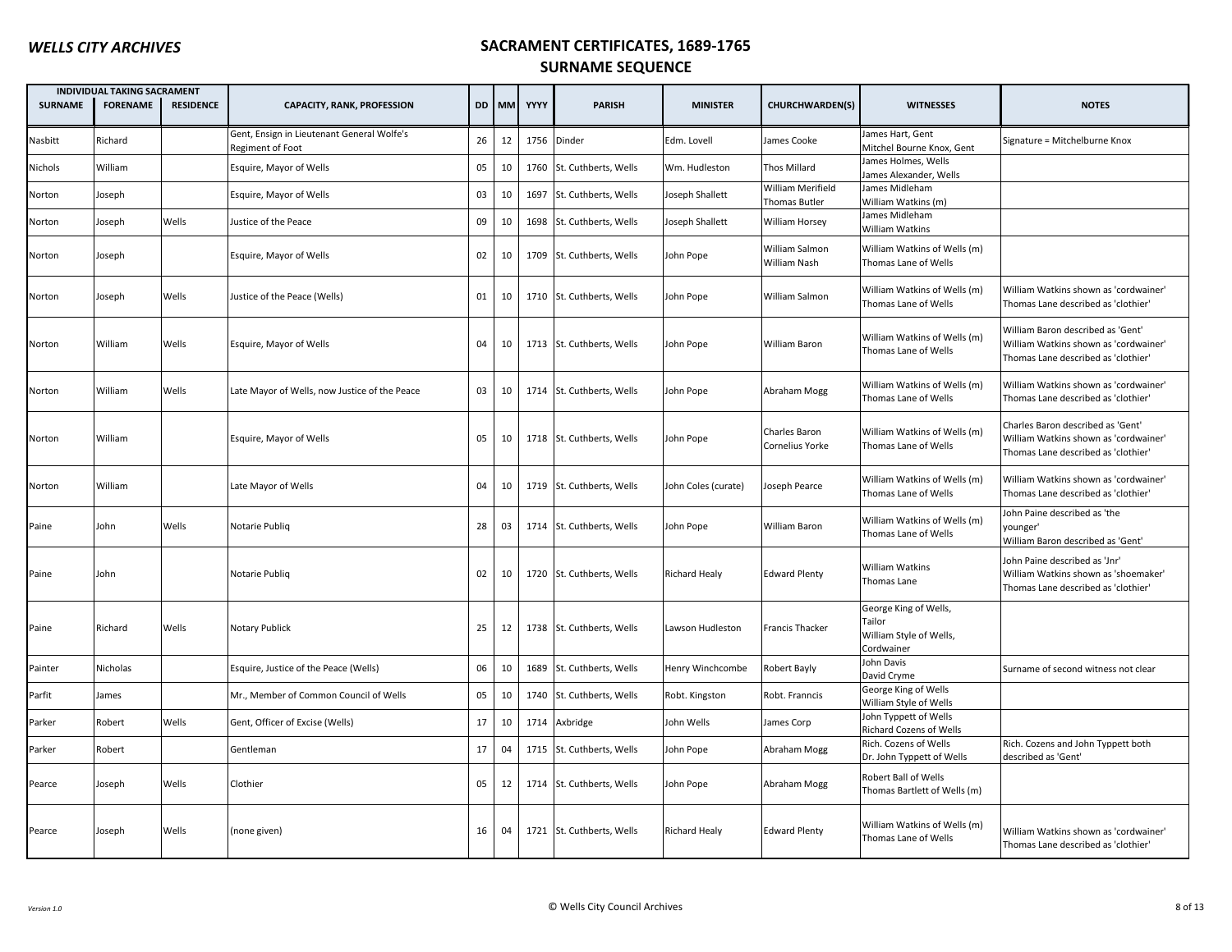## SACRAMENT CERTIFICATES, 1689-1765

## SURNAME SEQUENCE

| INDIVIDUAL TAKING SACRAMENT | | | | | | | | | | | |
|---|---|---|---|---|---|---|---|---|---|---|---|
| SURNAME | FORENAME | RESIDENCE | CAPACITY, RANK, PROFESSION | DD | MM | YYYY | PARISH | MINISTER | CHURCHWARDEN(S) | WITNESSES | NOTES |
| Nasbitt | Richard | | Gent, Ensign in Lieutenant General Wolfe's Regiment of Foot | 26 | 12 | 1756 | Dinder | Edm. Lovell | James Cooke | James Hart, Gent<br>Mitchel Bourne Knox, Gent | Signature = Mitchelburne Knox |
| Nichols | William | | Esquire, Mayor of Wells | 05 | 10 | 1760 | St. Cuthberts, Wells | Wm. Hudleston | Thos Millard | James Holmes, Wells<br>James Alexander, Wells | |
| Norton | Joseph | | Esquire, Mayor of Wells | 03 | 10 | 1697 | St. Cuthberts, Wells | Joseph Shallett | William Merifield<br>Thomas Butler | James Midleham<br>William Watkins (m) | |
| Norton | Joseph | Wells | Justice of the Peace | 09 | 10 | 1698 | St. Cuthberts, Wells | Joseph Shallett | William Horsey | James Midleham<br>William Watkins | |
| Norton | Joseph | | Esquire, Mayor of Wells | 02 | 10 | 1709 | St. Cuthberts, Wells | John Pope | William Salmon<br>William Nash | William Watkins of Wells (m)<br>Thomas Lane of Wells | |
| Norton | Joseph | Wells | Justice of the Peace (Wells) | 01 | 10 | 1710 | St. Cuthberts, Wells | John Pope | William Salmon | William Watkins of Wells (m)<br>Thomas Lane of Wells | William Watkins shown as 'cordwainer'<br>Thomas Lane described as 'clothier' |
| Norton | William | Wells | Esquire, Mayor of Wells | 04 | 10 | 1713 | St. Cuthberts, Wells | John Pope | William Baron | William Watkins of Wells (m)<br>Thomas Lane of Wells | William Baron described as 'Gent'<br>William Watkins shown as 'cordwainer'<br>Thomas Lane described as 'clothier' |
| Norton | William | Wells | Late Mayor of Wells, now Justice of the Peace | 03 | 10 | 1714 | St. Cuthberts, Wells | John Pope | Abraham Mogg | William Watkins of Wells (m)<br>Thomas Lane of Wells | William Watkins shown as 'cordwainer'<br>Thomas Lane described as 'clothier' |
| Norton | William | | Esquire, Mayor of Wells | 05 | 10 | 1718 | St. Cuthberts, Wells | John Pope | Charles Baron<br>Cornelius Yorke | William Watkins of Wells (m)<br>Thomas Lane of Wells | Charles Baron described as 'Gent'<br>William Watkins shown as 'cordwainer'<br>Thomas Lane described as 'clothier' |
| Norton | William | | Late Mayor of Wells | 04 | 10 | 1719 | St. Cuthberts, Wells | John Coles (curate) | Joseph Pearce | William Watkins of Wells (m)<br>Thomas Lane of Wells | William Watkins shown as 'cordwainer'<br>Thomas Lane described as 'clothier' |
| Paine | John | Wells | Notarie Publiq | 28 | 03 | 1714 | St. Cuthberts, Wells | John Pope | William Baron | William Watkins of Wells (m)<br>Thomas Lane of Wells | John Paine described as 'the younger'<br>William Baron described as 'Gent' |
| Paine | John | | Notarie Publiq | 02 | 10 | 1720 | St. Cuthberts, Wells | Richard Healy | Edward Plenty | William Watkins<br>Thomas Lane | John Paine described as 'Jnr'<br>William Watkins shown as 'shoemaker'<br>Thomas Lane described as 'clothier' |
| Paine | Richard | Wells | Notary Publick | 25 | 12 | 1738 | St. Cuthberts, Wells | Lawson Hudleston | Francis Thacker | George King of Wells, Tailor<br>William Style of Wells, Cordwainer | |
| Painter | Nicholas | | Esquire, Justice of the Peace (Wells) | 06 | 10 | 1689 | St. Cuthberts, Wells | Henry Winchcombe | Robert Bayly | John Davis<br>David Cryme | Surname of second witness not clear |
| Parfit | James | | Mr., Member of Common Council of Wells | 05 | 10 | 1740 | St. Cuthberts, Wells | Robt. Kingston | Robt. Franncis | George King of Wells<br>William Style of Wells | |
| Parker | Robert | Wells | Gent, Officer of Excise (Wells) | 17 | 10 | 1714 | Axbridge | John Wells | James Corp | John Typpett of Wells<br>Richard Cozens of Wells | |
| Parker | Robert | | Gentleman | 17 | 04 | 1715 | St. Cuthberts, Wells | John Pope | Abraham Mogg | Rich. Cozens of Wells<br>Dr. John Typpett of Wells | Rich. Cozens and John Typpett both described as 'Gent' |
| Pearce | Joseph | Wells | Clothier | 05 | 12 | 1714 | St. Cuthberts, Wells | John Pope | Abraham Mogg | Robert Ball of Wells<br>Thomas Bartlett of Wells (m) | |
| Pearce | Joseph | Wells | (none given) | 16 | 04 | 1721 | St. Cuthberts, Wells | Richard Healy | Edward Plenty | William Watkins of Wells (m)<br>Thomas Lane of Wells | William Watkins shown as 'cordwainer'<br>Thomas Lane described as 'clothier' |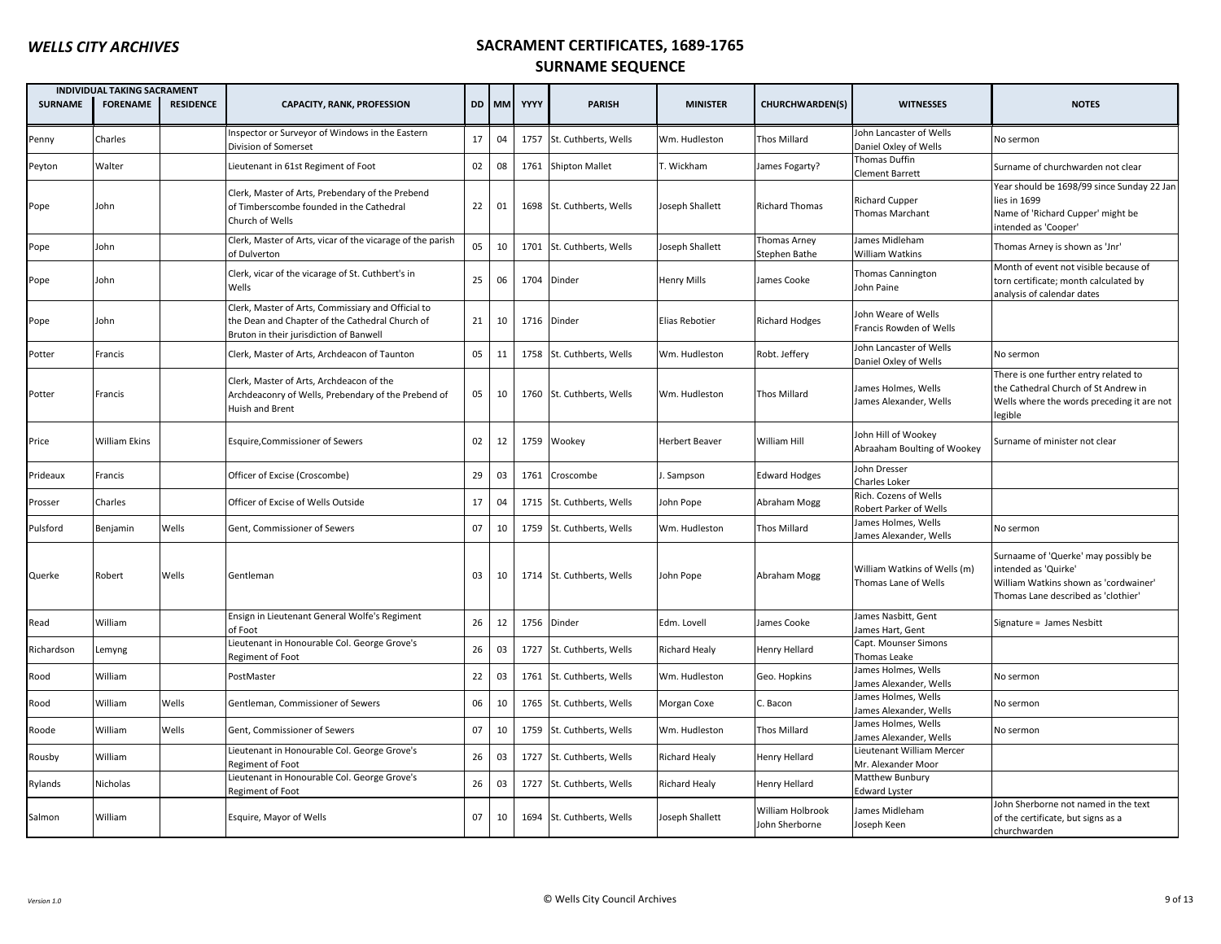## WELLS CITY ARCHIVES

# SACRAMENT CERTIFICATES, 1689-1765
## SURNAME SEQUENCE

| INDIVIDUAL TAKING SACRAMENT | | | | | | | | | | | |
|---|---|---|---|---|---|---|---|---|---|---|---|
| SURNAME | FORENAME | RESIDENCE | CAPACITY, RANK, PROFESSION | DD | MM | YYYY | PARISH | MINISTER | CHURCHWARDEN(S) | WITNESSES | NOTES |
| Penny | Charles | | Inspector or Surveyor of Windows in the Eastern Division of Somerset | 17 | 04 | 1757 | St. Cuthberts, Wells | Wm. Hudleston | Thos Millard | John Lancaster of Wells Daniel Oxley of Wells | No sermon |
| Peyton | Walter | | Lieutenant in 61st Regiment of Foot | 02 | 08 | 1761 | Shipton Mallet | T. Wickham | James Fogarty? | Thomas Duffin Clement Barrett | Surname of churchwarden not clear |
| Pope | John | | Clerk, Master of Arts, Prebendary of the Prebend of Timberscombe founded in the Cathedral Church of Wells | 22 | 01 | 1698 | St. Cuthberts, Wells | Joseph Shallett | Richard Thomas | Richard Cupper Thomas Marchant | Year should be 1698/99 since Sunday 22 Jan lies in 1699 Name of 'Richard Cupper' might be intended as 'Cooper' |
| Pope | John | | Clerk, Master of Arts, vicar of the vicarage of the parish of Dulverton | 05 | 10 | 1701 | St. Cuthberts, Wells | Joseph Shallett | Thomas Arney Stephen Bathe | James Midleham William Watkins | Thomas Arney is shown as 'Jnr' |
| Pope | John | | Clerk, vicar of the vicarage of St. Cuthbert's in Wells | 25 | 06 | 1704 | Dinder | Henry Mills | James Cooke | Thomas Cannington John Paine | Month of event not visible because of torn certificate; month calculated by analysis of calendar dates |
| Pope | John | | Clerk, Master of Arts, Commissiary and Official to the Dean and Chapter of the Cathedral Church of Bruton in their jurisdiction of Banwell | 21 | 10 | 1716 | Dinder | Elias Rebotier | Richard Hodges | John Weare of Wells Francis Rowden of Wells | |
| Potter | Francis | | Clerk, Master of Arts, Archdeacon of Taunton | 05 | 11 | 1758 | St. Cuthberts, Wells | Wm. Hudleston | Robt. Jeffery | John Lancaster of Wells Daniel Oxley of Wells | No sermon |
| Potter | Francis | | Clerk, Master of Arts, Archdeacon of the Archdeaconry of Wells, Prebendary of the Prebend of Huish and Brent | 05 | 10 | 1760 | St. Cuthberts, Wells | Wm. Hudleston | Thos Millard | James Holmes, Wells James Alexander, Wells | There is one further entry related to the Cathedral Church of St Andrew in Wells where the words preceding it are not legible |
| Price | William Ekins | | Esquire,Commissioner of Sewers | 02 | 12 | 1759 | Wookey | Herbert Beaver | William Hill | John Hill of Wookey Abraaham Boulting of Wookey | Surname of minister not clear |
| Prideaux | Francis | | Officer of Excise (Croscombe) | 29 | 03 | 1761 | Croscombe | J. Sampson | Edward Hodges | John Dresser Charles Loker | |
| Prosser | Charles | | Officer of Excise of Wells Outside | 17 | 04 | 1715 | St. Cuthberts, Wells | John Pope | Abraham Mogg | Rich. Cozens of Wells Robert Parker of Wells | |
| Pulsford | Benjamin | Wells | Gent, Commissioner of Sewers | 07 | 10 | 1759 | St. Cuthberts, Wells | Wm. Hudleston | Thos Millard | James Holmes, Wells James Alexander, Wells | No sermon |
| Querke | Robert | Wells | Gentleman | 03 | 10 | 1714 | St. Cuthberts, Wells | John Pope | Abraham Mogg | William Watkins of Wells (m) Thomas Lane of Wells | Surnaame of 'Querke' may possibly be intended as 'Quirke' William Watkins shown as 'cordwainer' Thomas Lane described as 'clothier' |
| Read | William | | Ensign in Lieutenant General Wolfe's Regiment of Foot | 26 | 12 | 1756 | Dinder | Edm. Lovell | James Cooke | James Nasbitt, Gent James Hart, Gent | Signature = James Nesbitt |
| Richardson | Lemyng | | Lieutenant in Honourable Col. George Grove's Regiment of Foot | 26 | 03 | 1727 | St. Cuthberts, Wells | Richard Healy | Henry Hellard | Capt. Mounser Simons Thomas Leake | |
| Rood | William | | PostMaster | 22 | 03 | 1761 | St. Cuthberts, Wells | Wm. Hudleston | Geo. Hopkins | James Holmes, Wells James Alexander, Wells | No sermon |
| Rood | William | Wells | Gentleman, Commissioner of Sewers | 06 | 10 | 1765 | St. Cuthberts, Wells | Morgan Coxe | C. Bacon | James Holmes, Wells James Alexander, Wells | No sermon |
| Roode | William | Wells | Gent, Commissioner of Sewers | 07 | 10 | 1759 | St. Cuthberts, Wells | Wm. Hudleston | Thos Millard | James Holmes, Wells James Alexander, Wells | No sermon |
| Rousby | William | | Lieutenant in Honourable Col. George Grove's Regiment of Foot | 26 | 03 | 1727 | St. Cuthberts, Wells | Richard Healy | Henry Hellard | Lieutenant William Mercer Mr. Alexander Moor | |
| Rylands | Nicholas | | Lieutenant in Honourable Col. George Grove's Regiment of Foot | 26 | 03 | 1727 | St. Cuthberts, Wells | Richard Healy | Henry Hellard | Matthew Bunbury Edward Lyster | |
| Salmon | William | | Esquire, Mayor of Wells | 07 | 10 | 1694 | St. Cuthberts, Wells | Joseph Shallett | William Holbrook John Sherborne | James Midleham Joseph Keen | John Sherborne not named in the text of the certificate, but signs as a churchwarden |

*Version 1.0* © Wells City Council Archives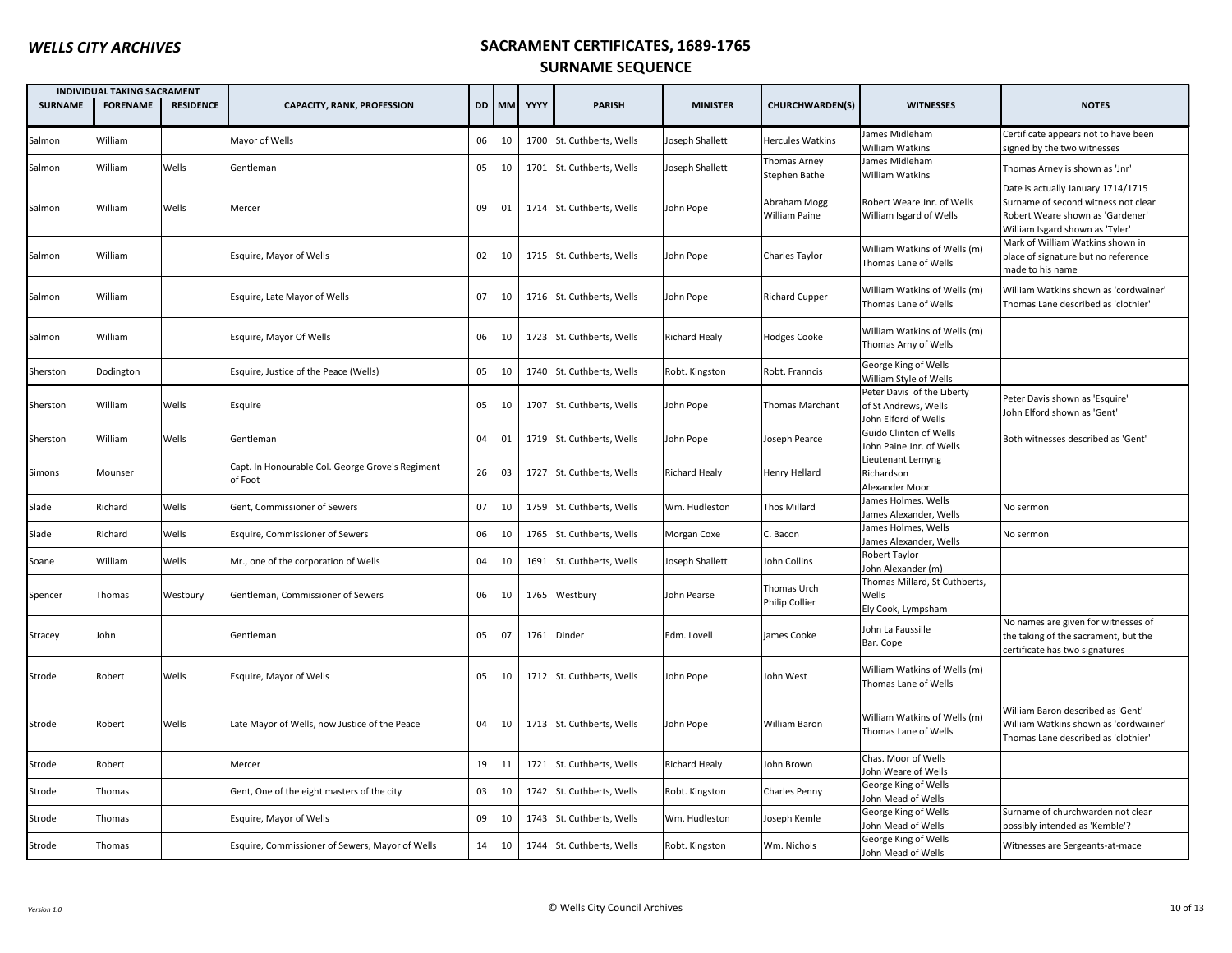# WELLS CITY ARCHIVES

## SACRAMENT CERTIFICATES, 1689-1765

## SURNAME SEQUENCE

| INDIVIDUAL TAKING SACRAMENT | | | | | | | | | | | |
|---|---|---|---|---|---|---|---|---|---|---|---|
| SURNAME | FORENAME | RESIDENCE | CAPACITY, RANK, PROFESSION | DD | MM | YYYY | PARISH | MINISTER | CHURCHWARDEN(S) | WITNESSES | NOTES |
| Salmon | William | | Mayor of Wells | 06 | 10 | 1700 | St. Cuthberts, Wells | Joseph Shallett | Hercules Watkins | James Midleham<br>William Watkins | Certificate appears not to have been signed by the two witnesses |
| Salmon | William | Wells | Gentleman | 05 | 10 | 1701 | St. Cuthberts, Wells | Joseph Shallett | Thomas Arney<br>Stephen Bathe | James Midleham<br>William Watkins | Thomas Arney is shown as 'Jnr' |
| Salmon | William | Wells | Mercer | 09 | 01 | 1714 | St. Cuthberts, Wells | John Pope | Abraham Mogg<br>William Paine | Robert Weare Jnr. of Wells<br>William Isgard of Wells | Date is actually January 1714/1715<br>Surname of second witness not clear<br>Robert Weare shown as 'Gardener'<br>William Isgard shown as 'Tyler' |
| Salmon | William | | Esquire, Mayor of Wells | 02 | 10 | 1715 | St. Cuthberts, Wells | John Pope | Charles Taylor | William Watkins of Wells (m)<br>Thomas Lane of Wells | Mark of William Watkins shown in place of signature but no reference made to his name |
| Salmon | William | | Esquire, Late Mayor of Wells | 07 | 10 | 1716 | St. Cuthberts, Wells | John Pope | Richard Cupper | William Watkins of Wells (m)<br>Thomas Lane of Wells | William Watkins shown as 'cordwainer'<br>Thomas Lane described as 'clothier' |
| Salmon | William | | Esquire, Mayor Of Wells | 06 | 10 | 1723 | St. Cuthberts, Wells | Richard Healy | Hodges Cooke | William Watkins of Wells (m)<br>Thomas Arny of Wells | |
| Sherston | Dodington | | Esquire, Justice of the Peace (Wells) | 05 | 10 | 1740 | St. Cuthberts, Wells | Robt. Kingston | Robt. Franncis | George King of Wells<br>William Style of Wells | |
| Sherston | William | Wells | Esquire | 05 | 10 | 1707 | St. Cuthberts, Wells | John Pope | Thomas Marchant | Peter Davis of the Liberty of St Andrews, Wells<br>John Elford of Wells | Peter Davis shown as 'Esquire'<br>John Elford shown as 'Gent' |
| Sherston | William | Wells | Gentleman | 04 | 01 | 1719 | St. Cuthberts, Wells | John Pope | Joseph Pearce | Guido Clinton of Wells<br>John Paine Jnr. of Wells | Both witnesses described as 'Gent' |
| Simons | Mounser | | Capt. In Honourable Col. George Grove's Regiment of Foot | 26 | 03 | 1727 | St. Cuthberts, Wells | Richard Healy | Henry Hellard | Lieutenant Lemyng Richardson<br>Alexander Moor | |
| Slade | Richard | Wells | Gent, Commissioner of Sewers | 07 | 10 | 1759 | St. Cuthberts, Wells | Wm. Hudleston | Thos Millard | James Holmes, Wells<br>James Alexander, Wells | No sermon |
| Slade | Richard | Wells | Esquire, Commissioner of Sewers | 06 | 10 | 1765 | St. Cuthberts, Wells | Morgan Coxe | C. Bacon | James Holmes, Wells<br>James Alexander, Wells | No sermon |
| Soane | William | Wells | Mr., one of the corporation of Wells | 04 | 10 | 1691 | St. Cuthberts, Wells | Joseph Shallett | John Collins | Robert Taylor<br>John Alexander (m) | |
| Spencer | Thomas | Westbury | Gentleman, Commissioner of Sewers | 06 | 10 | 1765 | Westbury | John Pearse | Thomas Urch<br>Philip Collier | Thomas Millard, St Cuthberts, Wells<br>Ely Cook, Lympsham | |
| Stracey | John | | Gentleman | 05 | 07 | 1761 | Dinder | Edm. Lovell | james Cooke | John La Faussille<br>Bar. Cope | No names are given for witnesses of the taking of the sacrament, but the certificate has two signatures |
| Strode | Robert | Wells | Esquire, Mayor of Wells | 05 | 10 | 1712 | St. Cuthberts, Wells | John Pope | John West | William Watkins of Wells (m)<br>Thomas Lane of Wells | |
| Strode | Robert | Wells | Late Mayor of Wells, now Justice of the Peace | 04 | 10 | 1713 | St. Cuthberts, Wells | John Pope | William Baron | William Watkins of Wells (m)<br>Thomas Lane of Wells | William Baron described as 'Gent'<br>William Watkins shown as 'cordwainer'<br>Thomas Lane described as 'clothier' |
| Strode | Robert | | Mercer | 19 | 11 | 1721 | St. Cuthberts, Wells | Richard Healy | John Brown | Chas. Moor of Wells<br>John Weare of Wells | |
| Strode | Thomas | | Gent, One of the eight masters of the city | 03 | 10 | 1742 | St. Cuthberts, Wells | Robt. Kingston | Charles Penny | George King of Wells<br>John Mead of Wells | |
| Strode | Thomas | | Esquire, Mayor of Wells | 09 | 10 | 1743 | St. Cuthberts, Wells | Wm. Hudleston | Joseph Kemle | George King of Wells<br>John Mead of Wells | Surname of churchwarden not clear possibly intended as 'Kemble'? |
| Strode | Thomas | | Esquire, Commissioner of Sewers, Mayor of Wells | 14 | 10 | 1744 | St. Cuthberts, Wells | Robt. Kingston | Wm. Nichols | George King of Wells<br>John Mead of Wells | Witnesses are Sergeants-at-mace |

*Version 1.0*

© Wells City Council Archives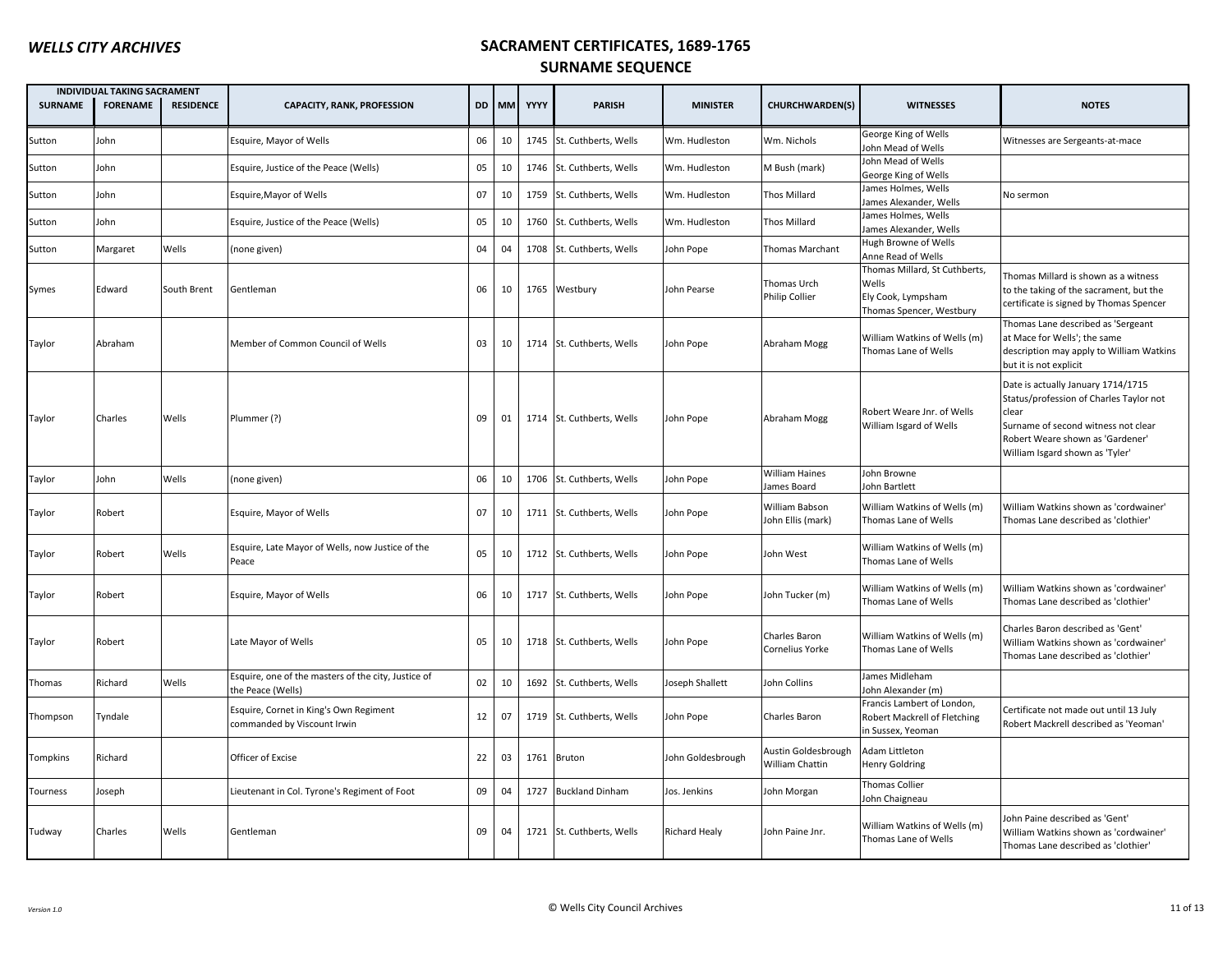## SACRAMENT CERTIFICATES, 1689-1765
## SURNAME SEQUENCE

| INDIVIDUAL TAKING SACRAMENT | | | | | | | | | | | |
|---|---|---|---|---|---|---|---|---|---|---|---|
| SURNAME | FORENAME | RESIDENCE | CAPACITY, RANK, PROFESSION | DD | MM | YYYY | PARISH | MINISTER | CHURCHWARDEN(S) | WITNESSES | NOTES |
| Sutton | John | | Esquire, Mayor of Wells | 06 | 10 | 1745 | St. Cuthberts, Wells | Wm. Hudleston | Wm. Nichols | George King of Wells<br>John Mead of Wells | Witnesses are Sergeants-at-mace |
| Sutton | John | | Esquire, Justice of the Peace (Wells) | 05 | 10 | 1746 | St. Cuthberts, Wells | Wm. Hudleston | M Bush (mark) | John Mead of Wells<br>George King of Wells | |
| Sutton | John | | Esquire,Mayor of Wells | 07 | 10 | 1759 | St. Cuthberts, Wells | Wm. Hudleston | Thos Millard | James Holmes, Wells<br>James Alexander, Wells | No sermon |
| Sutton | John | | Esquire, Justice of the Peace (Wells) | 05 | 10 | 1760 | St. Cuthberts, Wells | Wm. Hudleston | Thos Millard | James Holmes, Wells<br>James Alexander, Wells | |
| Sutton | Margaret | Wells | (none given) | 04 | 04 | 1708 | St. Cuthberts, Wells | John Pope | Thomas Marchant | Hugh Browne of Wells<br>Anne Read of Wells | |
| Symes | Edward | South Brent | Gentleman | 06 | 10 | 1765 | Westbury | John Pearse | Thomas Urch<br>Philip Collier | Thomas Millard, St Cuthberts, Wells<br>Ely Cook, Lympsham<br>Thomas Spencer, Westbury | Thomas Millard is shown as a witness to the taking of the sacrament, but the certificate is signed by Thomas Spencer |
| Taylor | Abraham | | Member of Common Council of Wells | 03 | 10 | 1714 | St. Cuthberts, Wells | John Pope | Abraham Mogg | William Watkins of Wells (m)<br>Thomas Lane of Wells | Thomas Lane described as 'Sergeant at Mace for Wells'; the same description may apply to William Watkins but it is not explicit |
| Taylor | Charles | Wells | Plummer (?) | 09 | 01 | 1714 | St. Cuthberts, Wells | John Pope | Abraham Mogg | Robert Weare Jnr. of Wells<br>William Isgard of Wells | Date is actually January 1714/1715<br>Status/profession of Charles Taylor not clear<br>Surname of second witness not clear<br>Robert Weare shown as 'Gardener'<br>William Isgard shown as 'Tyler' |
| Taylor | John | Wells | (none given) | 06 | 10 | 1706 | St. Cuthberts, Wells | John Pope | William Haines<br>James Board | John Browne<br>John Bartlett | |
| Taylor | Robert | | Esquire, Mayor of Wells | 07 | 10 | 1711 | St. Cuthberts, Wells | John Pope | William Babson<br>John Ellis (mark) | William Watkins of Wells (m)<br>Thomas Lane of Wells | William Watkins shown as 'cordwainer'<br>Thomas Lane described as 'clothier' |
| Taylor | Robert | Wells | Esquire, Late Mayor of Wells, now Justice of the Peace | 05 | 10 | 1712 | St. Cuthberts, Wells | John Pope | John West | William Watkins of Wells (m)<br>Thomas Lane of Wells | |
| Taylor | Robert | | Esquire, Mayor of Wells | 06 | 10 | 1717 | St. Cuthberts, Wells | John Pope | John Tucker (m) | William Watkins of Wells (m)<br>Thomas Lane of Wells | William Watkins shown as 'cordwainer'<br>Thomas Lane described as 'clothier' |
| Taylor | Robert | | Late Mayor of Wells | 05 | 10 | 1718 | St. Cuthberts, Wells | John Pope | Charles Baron<br>Cornelius Yorke | William Watkins of Wells (m)<br>Thomas Lane of Wells | Charles Baron described as 'Gent'<br>William Watkins shown as 'cordwainer'<br>Thomas Lane described as 'clothier' |
| Thomas | Richard | Wells | Esquire, one of the masters of the city, Justice of the Peace (Wells) | 02 | 10 | 1692 | St. Cuthberts, Wells | Joseph Shallett | John Collins | James Midleham<br>John Alexander (m) | |
| Thompson | Tyndale | | Esquire, Cornet in King's Own Regiment commanded by Viscount Irwin | 12 | 07 | 1719 | St. Cuthberts, Wells | John Pope | Charles Baron | Francis Lambert of London,<br>Robert Mackrell of Fletching in Sussex, Yeoman | Certificate not made out until 13 July<br>Robert Mackrell described as 'Yeoman' |
| Tompkins | Richard | | Officer of Excise | 22 | 03 | 1761 | Bruton | John Goldesbrough | Austin Goldesbrough<br>William Chattin | Adam Littleton<br>Henry Goldring | |
| Tourness | Joseph | | Lieutenant in Col. Tyrone's Regiment of Foot | 09 | 04 | 1727 | Buckland Dinham | Jos. Jenkins | John Morgan | Thomas Collier<br>John Chaigneau | |
| Tudway | Charles | Wells | Gentleman | 09 | 04 | 1721 | St. Cuthberts, Wells | Richard Healy | John Paine Jnr. | William Watkins of Wells (m)<br>Thomas Lane of Wells | John Paine described as 'Gent'<br>William Watkins shown as 'cordwainer'<br>Thomas Lane described as 'clothier' |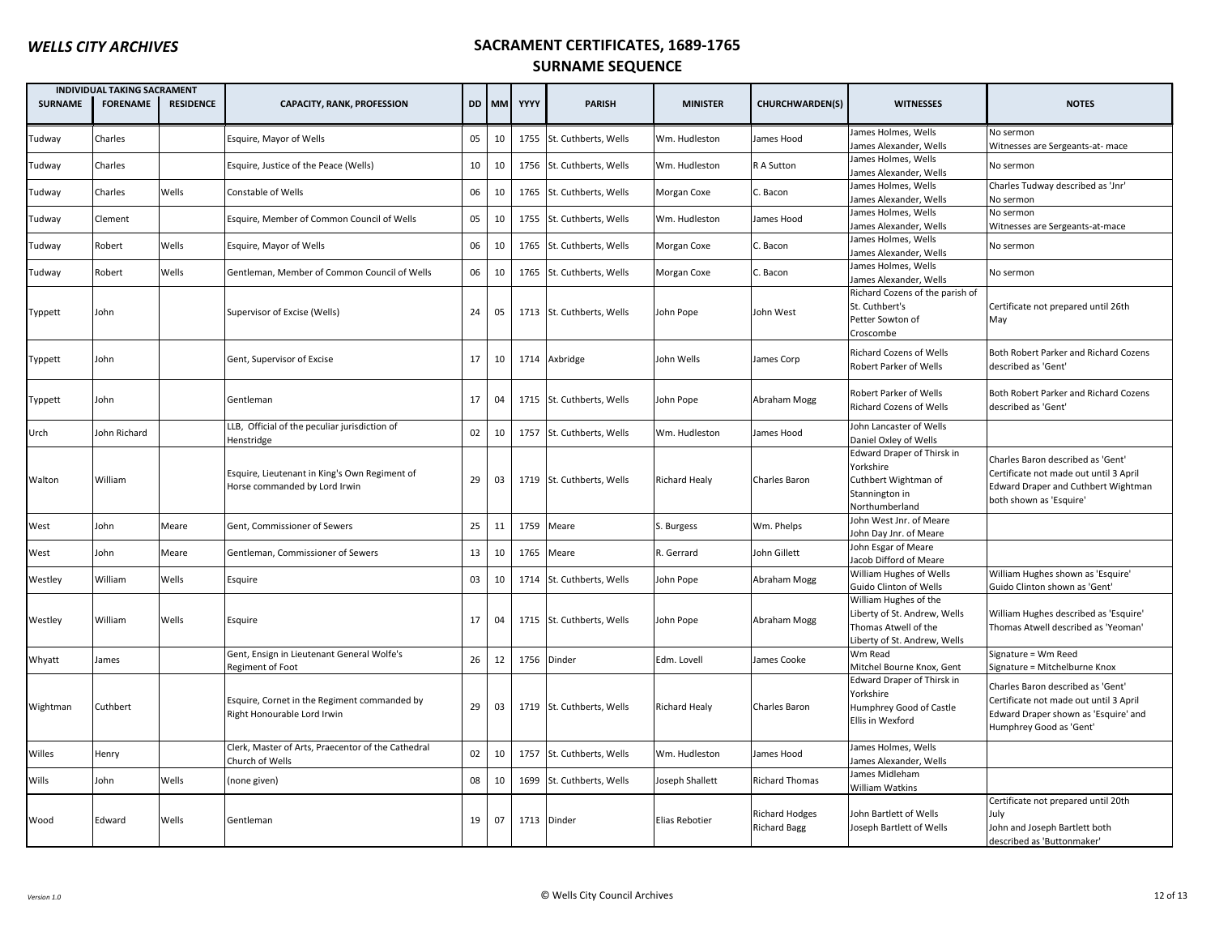## SACRAMENT CERTIFICATES, 1689-1765
## SURNAME SEQUENCE

| INDIVIDUAL TAKING SACRAMENT | | | | | | | | | | | |
|---|---|---|---|---|---|---|---|---|---|---|---|
| SURNAME | FORENAME | RESIDENCE | CAPACITY, RANK, PROFESSION | DD | MM | YYYY | PARISH | MINISTER | CHURCHWARDEN(S) | WITNESSES | NOTES |
| Tudway | Charles | | Esquire, Mayor of Wells | 05 | 10 | 1755 | St. Cuthberts, Wells | Wm. Hudleston | James Hood | James Holmes, Wells<br>James Alexander, Wells | No sermon<br>Witnesses are Sergeants-at- mace |
| Tudway | Charles | | Esquire, Justice of the Peace (Wells) | 10 | 10 | 1756 | St. Cuthberts, Wells | Wm. Hudleston | R A Sutton | James Holmes, Wells<br>James Alexander, Wells | No sermon |
| Tudway | Charles | Wells | Constable of Wells | 06 | 10 | 1765 | St. Cuthberts, Wells | Morgan Coxe | C. Bacon | James Holmes, Wells<br>James Alexander, Wells | Charles Tudway described as 'Jnr'<br>No sermon |
| Tudway | Clement | | Esquire, Member of Common Council of Wells | 05 | 10 | 1755 | St. Cuthberts, Wells | Wm. Hudleston | James Hood | James Holmes, Wells<br>James Alexander, Wells | No sermon<br>Witnesses are Sergeants-at-mace |
| Tudway | Robert | Wells | Esquire, Mayor of Wells | 06 | 10 | 1765 | St. Cuthberts, Wells | Morgan Coxe | C. Bacon | James Holmes, Wells<br>James Alexander, Wells | No sermon |
| Tudway | Robert | Wells | Gentleman, Member of Common Council of Wells | 06 | 10 | 1765 | St. Cuthberts, Wells | Morgan Coxe | C. Bacon | James Holmes, Wells<br>James Alexander, Wells | No sermon |
| Typpett | John | | Supervisor of Excise (Wells) | 24 | 05 | 1713 | St. Cuthberts, Wells | John Pope | John West | Richard Cozens of the parish of St. Cuthbert's<br>Petter Sowton of Croscombe | Certificate not prepared until 26th May |
| Typpett | John | | Gent, Supervisor of Excise | 17 | 10 | 1714 | Axbridge | John Wells | James Corp | Richard Cozens of Wells<br>Robert Parker of Wells | Both Robert Parker and Richard Cozens described as 'Gent' |
| Typpett | John | | Gentleman | 17 | 04 | 1715 | St. Cuthberts, Wells | John Pope | Abraham Mogg | Robert Parker of Wells<br>Richard Cozens of Wells | Both Robert Parker and Richard Cozens described as 'Gent' |
| Urch | John Richard | | LLB, Official of the peculiar jurisdiction of Henstridge | 02 | 10 | 1757 | St. Cuthberts, Wells | Wm. Hudleston | James Hood | John Lancaster of Wells<br>Daniel Oxley of Wells | |
| Walton | William | | Esquire, Lieutenant in King's Own Regiment of Horse commanded by Lord Irwin | 29 | 03 | 1719 | St. Cuthberts, Wells | Richard Healy | Charles Baron | Edward Draper of Thirsk in Yorkshire<br>Cuthbert Wightman of Stannington in Northumberland | Charles Baron described as 'Gent'<br>Certificate not made out until 3 April<br>Edward Draper and Cuthbert Wightman both shown as 'Esquire' |
| West | John | Meare | Gent, Commissioner of Sewers | 25 | 11 | 1759 | Meare | S. Burgess | Wm. Phelps | John West Jnr. of Meare<br>John Day Jnr. of Meare | |
| West | John | Meare | Gentleman, Commissioner of Sewers | 13 | 10 | 1765 | Meare | R. Gerrard | John Gillett | John Esgar of Meare<br>Jacob Difford of Meare | |
| Westley | William | Wells | Esquire | 03 | 10 | 1714 | St. Cuthberts, Wells | John Pope | Abraham Mogg | William Hughes of Wells<br>Guido Clinton of Wells | William Hughes shown as 'Esquire'<br>Guido Clinton shown as 'Gent' |
| Westley | William | Wells | Esquire | 17 | 04 | 1715 | St. Cuthberts, Wells | John Pope | Abraham Mogg | William Hughes of the Liberty of St. Andrew, Wells<br>Thomas Atwell of the Liberty of St. Andrew, Wells | William Hughes described as 'Esquire'<br>Thomas Atwell described as 'Yeoman' |
| Whyatt | James | | Gent, Ensign in Lieutenant General Wolfe's Regiment of Foot | 26 | 12 | 1756 | Dinder | Edm. Lovell | James Cooke | Wm Read<br>Mitchel Bourne Knox, Gent | Signature = Wm Reed<br>Signature = Mitchelburne Knox |
| Wightman | Cuthbert | | Esquire, Cornet in the Regiment commanded by Right Honourable Lord Irwin | 29 | 03 | 1719 | St. Cuthberts, Wells | Richard Healy | Charles Baron | Edward Draper of Thirsk in Yorkshire<br>Humphrey Good of Castle Ellis in Wexford | Charles Baron described as 'Gent'<br>Certificate not made out until 3 April<br>Edward Draper shown as 'Esquire' and Humphrey Good as 'Gent' |
| Willes | Henry | | Clerk, Master of Arts, Praecentor of the Cathedral Church of Wells | 02 | 10 | 1757 | St. Cuthberts, Wells | Wm. Hudleston | James Hood | James Holmes, Wells<br>James Alexander, Wells | |
| Wills | John | Wells | (none given) | 08 | 10 | 1699 | St. Cuthberts, Wells | Joseph Shallett | Richard Thomas | James Midleham<br>William Watkins | |
| Wood | Edward | Wells | Gentleman | 19 | 07 | 1713 | Dinder | Elias Rebotier | Richard Hodges<br>Richard Bagg | John Bartlett of Wells<br>Joseph Bartlett of Wells | Certificate not prepared until 20th July<br>John and Joseph Bartlett both described as 'Buttonmaker' |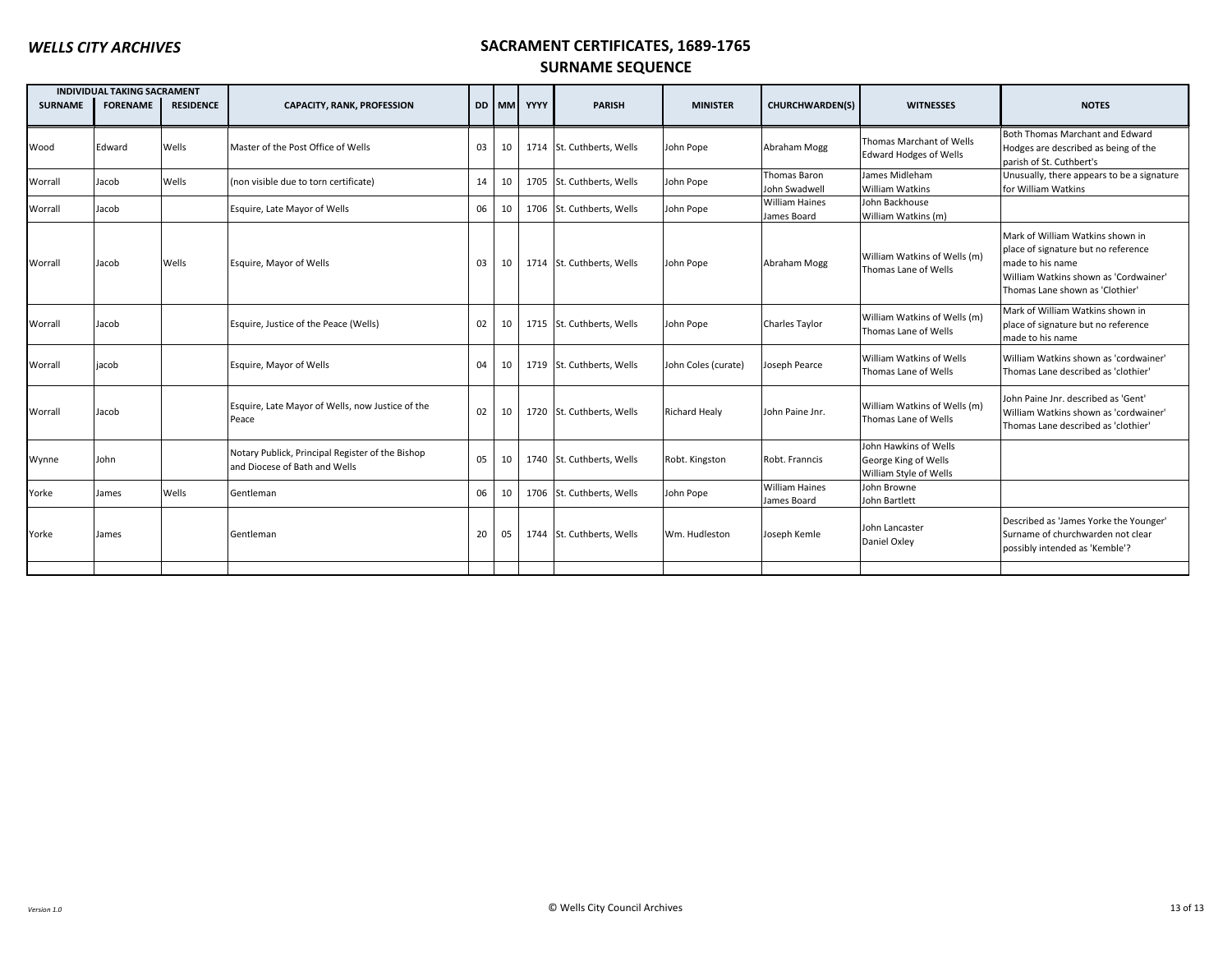## SACRAMENT CERTIFICATES, 1689-1765
## SURNAME SEQUENCE

| INDIVIDUAL TAKING SACRAMENT | | | | | | | | | | | |
|---|---|---|---|---|---|---|---|---|---|---|---|
| SURNAME | FORENAME | RESIDENCE | CAPACITY, RANK, PROFESSION | DD | MM | YYYY | PARISH | MINISTER | CHURCHWARDEN(S) | WITNESSES | NOTES |
| Wood | Edward | Wells | Master of the Post Office of Wells | 03 | 10 | 1714 | St. Cuthberts, Wells | John Pope | Abraham Mogg | Thomas Marchant of Wells<br>Edward Hodges of Wells | Both Thomas Marchant and Edward Hodges are described as being of the parish of St. Cuthbert's |
| Worrall | Jacob | Wells | (non visible due to torn certificate) | 14 | 10 | 1705 | St. Cuthberts, Wells | John Pope | Thomas Baron<br>John Swadwell | James Midleham<br>William Watkins | Unusually, there appears to be a signature for William Watkins |
| Worrall | Jacob | | Esquire, Late Mayor of Wells | 06 | 10 | 1706 | St. Cuthberts, Wells | John Pope | William Haines<br>James Board | John Backhouse<br>William Watkins (m) | |
| Worrall | Jacob | Wells | Esquire, Mayor of Wells | 03 | 10 | 1714 | St. Cuthberts, Wells | John Pope | Abraham Mogg | William Watkins of Wells (m)<br>Thomas Lane of Wells | Mark of William Watkins shown in place of signature but no reference made to his name<br>William Watkins shown as 'Cordwainer'<br>Thomas Lane shown as 'Clothier' |
| Worrall | Jacob | | Esquire, Justice of the Peace (Wells) | 02 | 10 | 1715 | St. Cuthberts, Wells | John Pope | Charles Taylor | William Watkins of Wells (m)<br>Thomas Lane of Wells | Mark of William Watkins shown in place of signature but no reference made to his name |
| Worrall | jacob | | Esquire, Mayor of Wells | 04 | 10 | 1719 | St. Cuthberts, Wells | John Coles (curate) | Joseph Pearce | William Watkins of Wells<br>Thomas Lane of Wells | William Watkins shown as 'cordwainer'<br>Thomas Lane described as 'clothier' |
| Worrall | Jacob | | Esquire, Late Mayor of Wells, now Justice of the Peace | 02 | 10 | 1720 | St. Cuthberts, Wells | Richard Healy | John Paine Jnr. | William Watkins of Wells (m)<br>Thomas Lane of Wells | John Paine Jnr. described as 'Gent'<br>William Watkins shown as 'cordwainer'<br>Thomas Lane described as 'clothier' |
| Wynne | John | | Notary Publick, Principal Register of the Bishop and Diocese of Bath and Wells | 05 | 10 | 1740 | St. Cuthberts, Wells | Robt. Kingston | Robt. Franncis | John Hawkins of Wells<br>George King of Wells<br>William Style of Wells | |
| Yorke | James | Wells | Gentleman | 06 | 10 | 1706 | St. Cuthberts, Wells | John Pope | William Haines<br>James Board | John Browne<br>John Bartlett | |
| Yorke | James | | Gentleman | 20 | 05 | 1744 | St. Cuthberts, Wells | Wm. Hudleston | Joseph Kemle | John Lancaster<br>Daniel Oxley | Described as 'James Yorke the Younger'<br>Surname of churchwarden not clear possibly intended as 'Kemble'? |
| | | | | | | | | | | | |